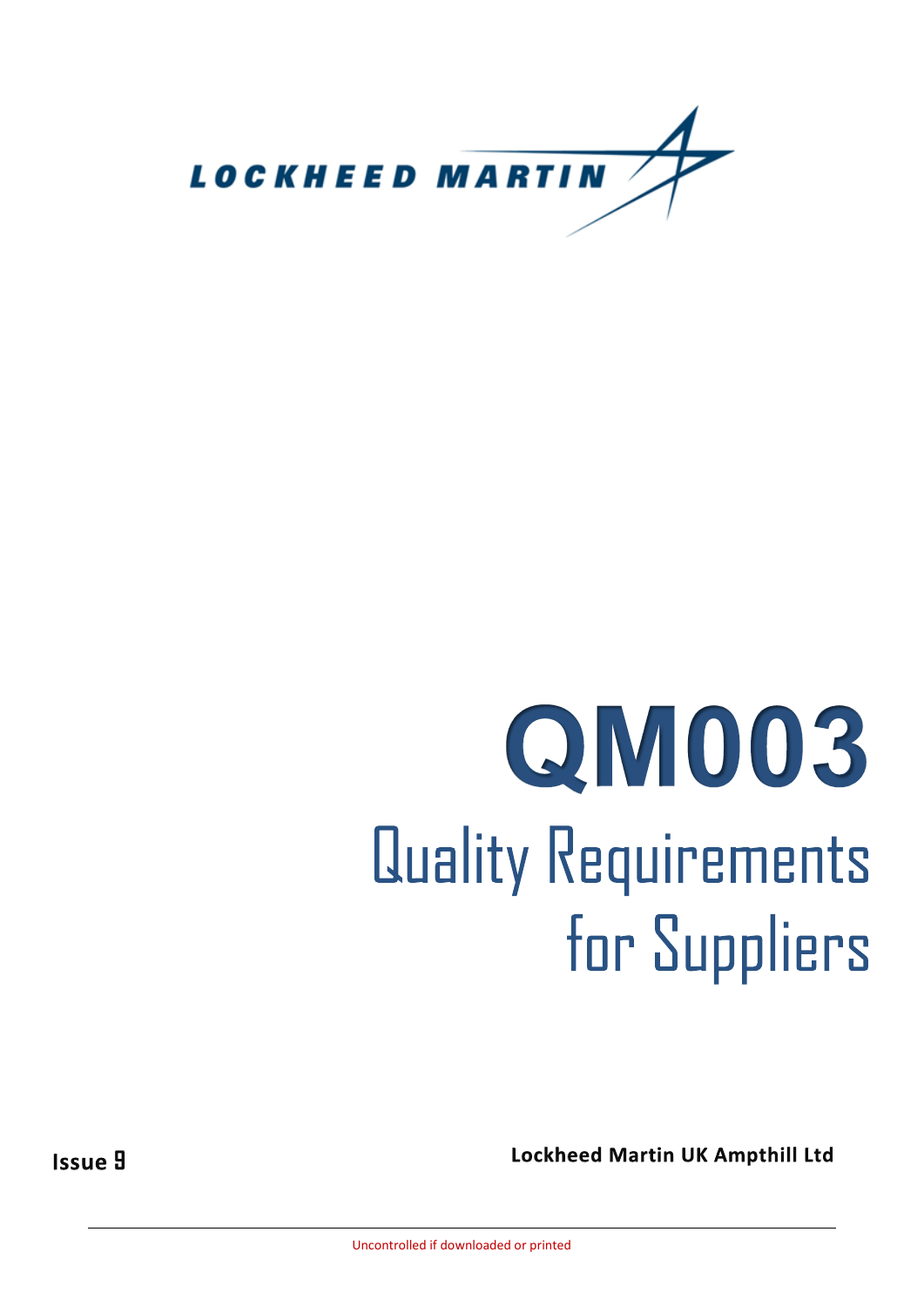LOCKHEED MARTIN

# QM003

## Quality Requirements for Suppliers

**Issue 9**

**Lockheed Martin UK Ampthill Ltd**

Uncontrolled if downloaded or printed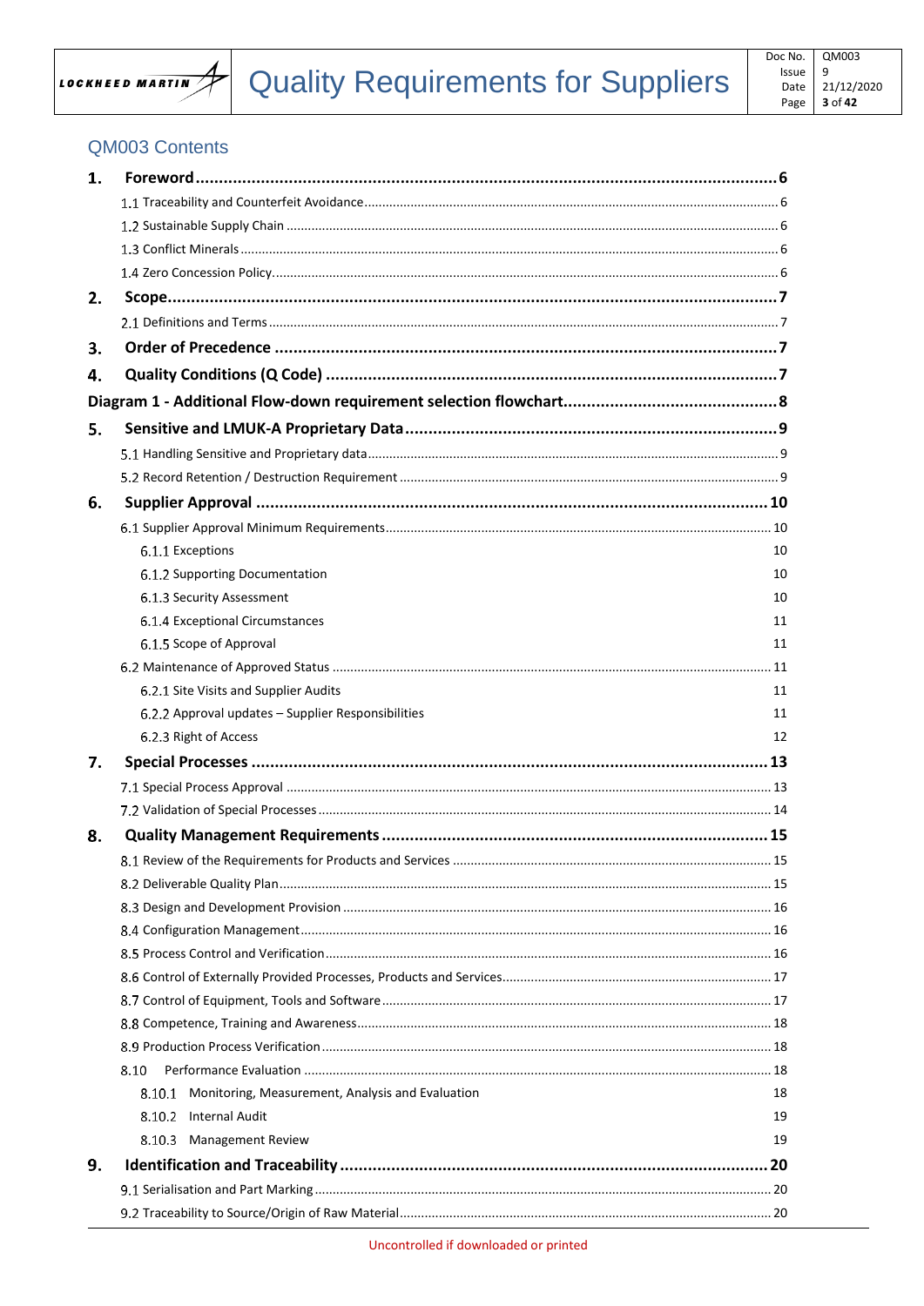## QM003 Contents

**1. Foreword** ............ **6**

1.1 Traceability and Counterfeit Avoidance ............ 6

1.2 Sustainable Supply Chain ............ 6

1.3 Conflict Minerals ............ 6

1.4 Zero Concession Policy ............ 6

**2. Scope** ............ **7**

2.1 Definitions and Terms ............ 7

**3. Order of Precedence** ............ **7**

**4. Quality Conditions (Q Code)** ............ **7**

**Diagram 1 - Additional Flow-down requirement selection flowchart** ............ **8**

**5. Sensitive and LMUK-A Proprietary Data** ............ **9**

5.1 Handling Sensitive and Proprietary data ............ 9

5.2 Record Retention / Destruction Requirement ............ 9

**6. Supplier Approval** ............ **10**

6.1 Supplier Approval Minimum Requirements ............ 10

6.1.1 Exceptions 10

6.1.2 Supporting Documentation 10

6.1.3 Security Assessment 10

6.1.4 Exceptional Circumstances 11

6.1.5 Scope of Approval 11

6.2 Maintenance of Approved Status ............ 11

6.2.1 Site Visits and Supplier Audits 11

6.2.2 Approval updates – Supplier Responsibilities 11

6.2.3 Right of Access 12

**7. Special Processes** ............ **13**

7.1 Special Process Approval ............ 13

7.2 Validation of Special Processes ............ 14

**8. Quality Management Requirements** ............ **15**

8.1 Review of the Requirements for Products and Services ............ 15

8.2 Deliverable Quality Plan ............ 15

8.3 Design and Development Provision ............ 16

8.4 Configuration Management ............ 16

8.5 Process Control and Verification ............ 16

8.6 Control of Externally Provided Processes, Products and Services ............ 17

8.7 Control of Equipment, Tools and Software ............ 17

8.8 Competence, Training and Awareness ............ 18

8.9 Production Process Verification ............ 18

8.10 Performance Evaluation ............ 18

8.10.1 Monitoring, Measurement, Analysis and Evaluation 18

8.10.2 Internal Audit 19

8.10.3 Management Review 19

**9. Identification and Traceability** ............ **20**

9.1 Serialisation and Part Marking ............ 20

9.2 Traceability to Source/Origin of Raw Material ............ 20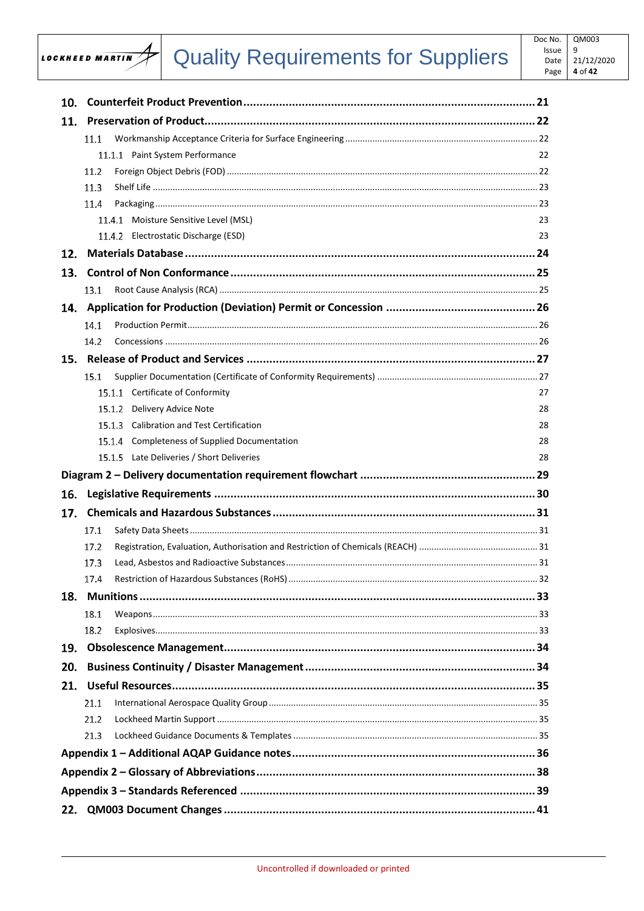- **10. Counterfeit Product Prevention** ... 21
- **11. Preservation of Product** ... 22
  - 11.1 Workmanship Acceptance Criteria for Surface Engineering ... 22
    - 11.1.1 Paint System Performance ... 22
  - 11.2 Foreign Object Debris (FOD) ... 22
  - 11.3 Shelf Life ... 23
  - 11.4 Packaging ... 23
    - 11.4.1 Moisture Sensitive Level (MSL) ... 23
    - 11.4.2 Electrostatic Discharge (ESD) ... 23
- **12. Materials Database** ... 24
- **13. Control of Non Conformance** ... 25
  - 13.1 Root Cause Analysis (RCA) ... 25
- **14. Application for Production (Deviation) Permit or Concession** ... 26
  - 14.1 Production Permit ... 26
  - 14.2 Concessions ... 26
- **15. Release of Product and Services** ... 27
  - 15.1 Supplier Documentation (Certificate of Conformity Requirements) ... 27
    - 15.1.1 Certificate of Conformity ... 27
    - 15.1.2 Delivery Advice Note ... 28
    - 15.1.3 Calibration and Test Certification ... 28
    - 15.1.4 Completeness of Supplied Documentation ... 28
    - 15.1.5 Late Deliveries / Short Deliveries ... 28
- **Diagram 2 – Delivery documentation requirement flowchart** ... 29
- **16. Legislative Requirements** ... 30
- **17. Chemicals and Hazardous Substances** ... 31
  - 17.1 Safety Data Sheets ... 31
  - 17.2 Registration, Evaluation, Authorisation and Restriction of Chemicals (REACH) ... 31
  - 17.3 Lead, Asbestos and Radioactive Substances ... 31
  - 17.4 Restriction of Hazardous Substances (RoHS) ... 32
- **18. Munitions** ... 33
  - 18.1 Weapons ... 33
  - 18.2 Explosives ... 33
- **19. Obsolescence Management** ... 34
- **20. Business Continuity / Disaster Management** ... 34
- **21. Useful Resources** ... 35
  - 21.1 International Aerospace Quality Group ... 35
  - 21.2 Lockheed Martin Support ... 35
  - 21.3 Lockheed Guidance Documents & Templates ... 35
- **Appendix 1 – Additional AQAP Guidance notes** ... 36
- **Appendix 2 – Glossary of Abbreviations** ... 38
- **Appendix 3 – Standards Referenced** ... 39
- **22. QM003 Document Changes** ... 41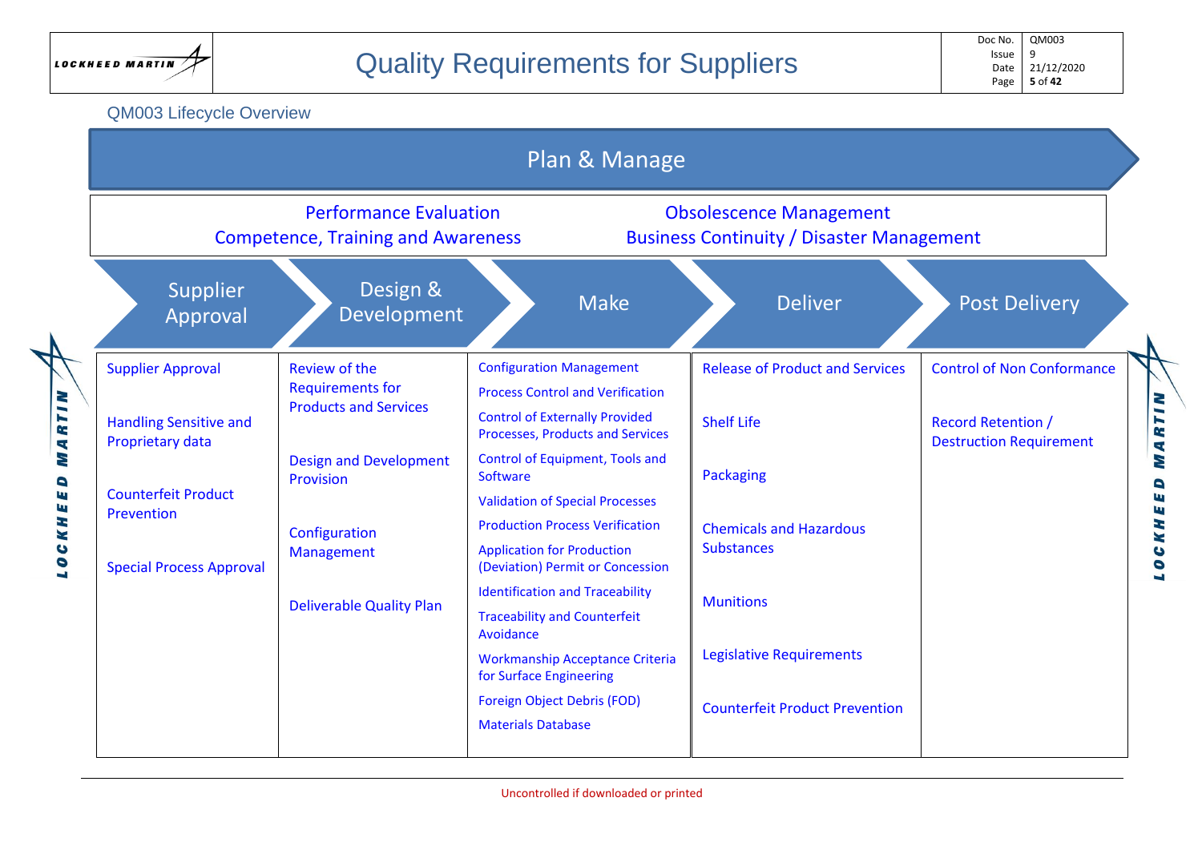## QM003 Lifecycle Overview

### Plan & Manage

- Performance Evaluation
- Competence, Training and Awareness
- Obsolescence Management
- Business Continuity / Disaster Management

| Supplier Approval | Design & Development | Make | Deliver | Post Delivery |
|---|---|---|---|---|
| Supplier Approval<br><br>Handling Sensitive and Proprietary data<br><br>Counterfeit Product Prevention<br><br>Special Process Approval | Review of the Requirements for Products and Services<br><br>Design and Development Provision<br><br>Configuration Management<br><br>Deliverable Quality Plan | Configuration Management<br><br>Process Control and Verification<br><br>Control of Externally Provided Processes, Products and Services<br><br>Control of Equipment, Tools and Software<br><br>Validation of Special Processes<br><br>Production Process Verification<br><br>Application for Production (Deviation) Permit or Concession<br><br>Identification and Traceability<br><br>Traceability and Counterfeit Avoidance<br><br>Workmanship Acceptance Criteria for Surface Engineering<br><br>Foreign Object Debris (FOD)<br><br>Materials Database | Release of Product and Services<br><br>Shelf Life<br><br>Packaging<br><br>Chemicals and Hazardous Substances<br><br>Munitions<br><br>Legislative Requirements<br><br>Counterfeit Product Prevention | Control of Non Conformance<br><br>Record Retention / Destruction Requirement |

Uncontrolled if downloaded or printed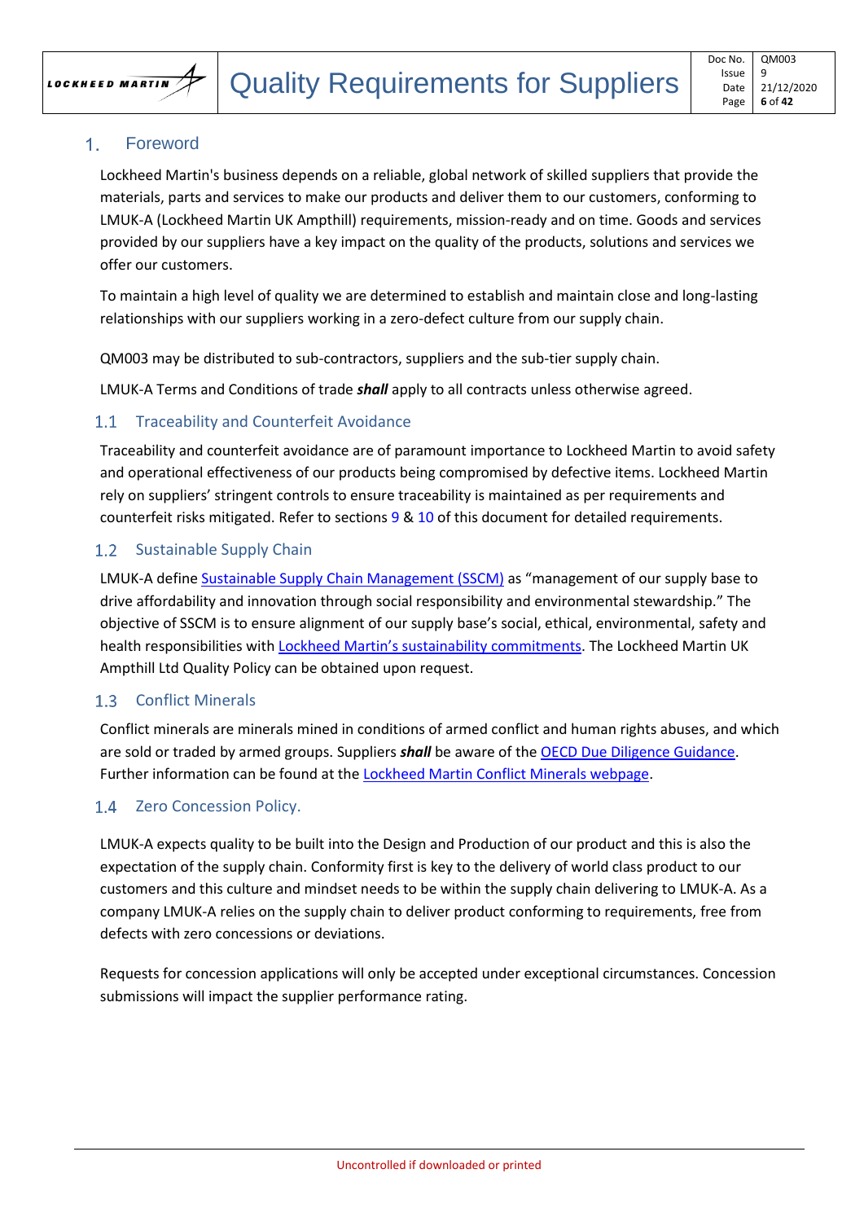# 1. Foreword

Lockheed Martin's business depends on a reliable, global network of skilled suppliers that provide the materials, parts and services to make our products and deliver them to our customers, conforming to LMUK-A (Lockheed Martin UK Ampthill) requirements, mission-ready and on time. Goods and services provided by our suppliers have a key impact on the quality of the products, solutions and services we offer our customers.

To maintain a high level of quality we are determined to establish and maintain close and long-lasting relationships with our suppliers working in a zero-defect culture from our supply chain.

QM003 may be distributed to sub-contractors, suppliers and the sub-tier supply chain.

LMUK-A Terms and Conditions of trade ***shall*** apply to all contracts unless otherwise agreed.

## 1.1 Traceability and Counterfeit Avoidance

Traceability and counterfeit avoidance are of paramount importance to Lockheed Martin to avoid safety and operational effectiveness of our products being compromised by defective items. Lockheed Martin rely on suppliers' stringent controls to ensure traceability is maintained as per requirements and counterfeit risks mitigated. Refer to sections 9 & 10 of this document for detailed requirements.

## 1.2 Sustainable Supply Chain

LMUK-A define Sustainable Supply Chain Management (SSCM) as "management of our supply base to drive affordability and innovation through social responsibility and environmental stewardship." The objective of SSCM is to ensure alignment of our supply base's social, ethical, environmental, safety and health responsibilities with Lockheed Martin's sustainability commitments. The Lockheed Martin UK Ampthill Ltd Quality Policy can be obtained upon request.

## 1.3 Conflict Minerals

Conflict minerals are minerals mined in conditions of armed conflict and human rights abuses, and which are sold or traded by armed groups. Suppliers ***shall*** be aware of the OECD Due Diligence Guidance. Further information can be found at the Lockheed Martin Conflict Minerals webpage.

## 1.4 Zero Concession Policy.

LMUK-A expects quality to be built into the Design and Production of our product and this is also the expectation of the supply chain. Conformity first is key to the delivery of world class product to our customers and this culture and mindset needs to be within the supply chain delivering to LMUK-A. As a company LMUK-A relies on the supply chain to deliver product conforming to requirements, free from defects with zero concessions or deviations.

Requests for concession applications will only be accepted under exceptional circumstances. Concession submissions will impact the supplier performance rating.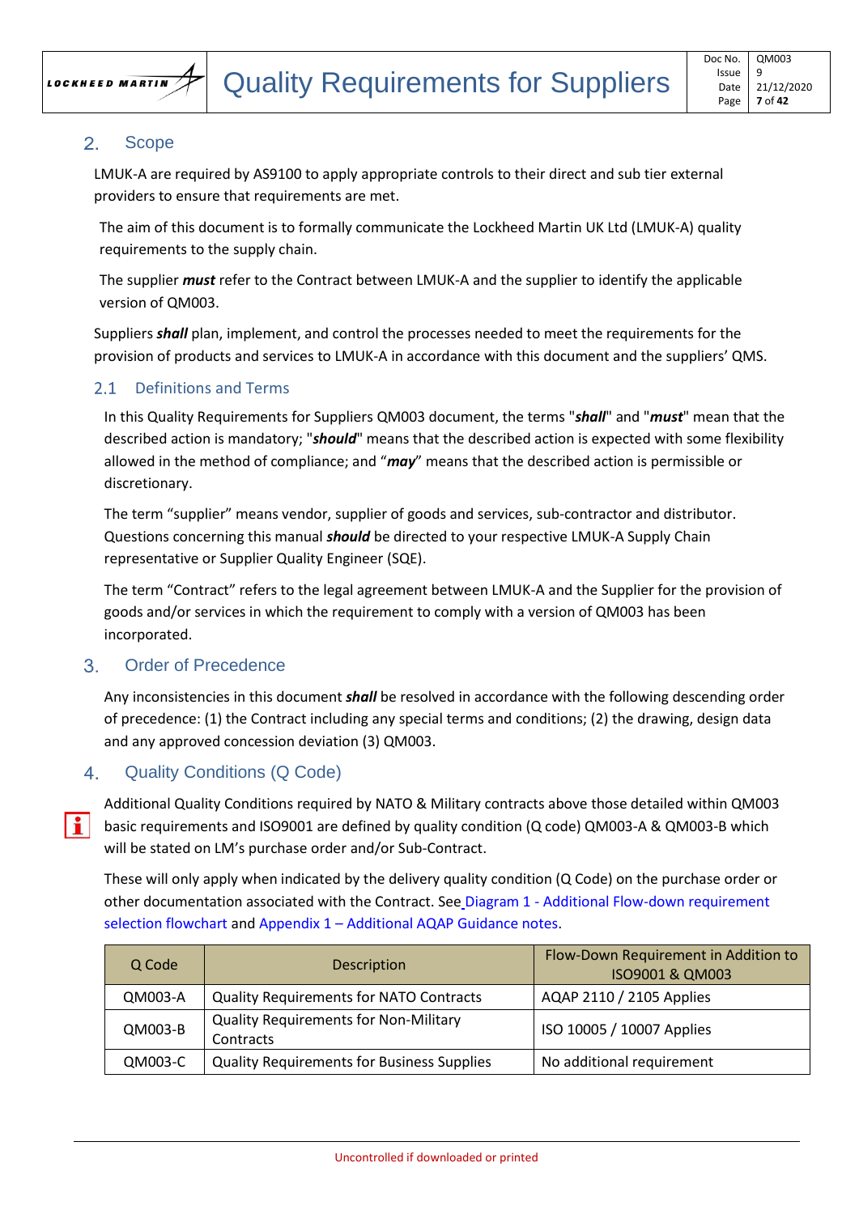## 2. Scope

LMUK-A are required by AS9100 to apply appropriate controls to their direct and sub tier external providers to ensure that requirements are met.

The aim of this document is to formally communicate the Lockheed Martin UK Ltd (LMUK-A) quality requirements to the supply chain.

The supplier ***must*** refer to the Contract between LMUK-A and the supplier to identify the applicable version of QM003.

Suppliers ***shall*** plan, implement, and control the processes needed to meet the requirements for the provision of products and services to LMUK-A in accordance with this document and the suppliers' QMS.

### 2.1 Definitions and Terms

In this Quality Requirements for Suppliers QM003 document, the terms "***shall***" and "***must***" mean that the described action is mandatory; "***should***" means that the described action is expected with some flexibility allowed in the method of compliance; and "***may***" means that the described action is permissible or discretionary.

The term "supplier" means vendor, supplier of goods and services, sub-contractor and distributor. Questions concerning this manual ***should*** be directed to your respective LMUK-A Supply Chain representative or Supplier Quality Engineer (SQE).

The term "Contract" refers to the legal agreement between LMUK-A and the Supplier for the provision of goods and/or services in which the requirement to comply with a version of QM003 has been incorporated.

## 3. Order of Precedence

Any inconsistencies in this document ***shall*** be resolved in accordance with the following descending order of precedence: (1) the Contract including any special terms and conditions; (2) the drawing, design data and any approved concession deviation (3) QM003.

## 4. Quality Conditions (Q Code)

Additional Quality Conditions required by NATO & Military contracts above those detailed within QM003 basic requirements and ISO9001 are defined by quality condition (Q code) QM003-A & QM003-B which will be stated on LM's purchase order and/or Sub-Contract.

These will only apply when indicated by the delivery quality condition (Q Code) on the purchase order or other documentation associated with the Contract. See Diagram 1 - Additional Flow-down requirement selection flowchart and Appendix 1 – Additional AQAP Guidance notes.

| Q Code | Description | Flow-Down Requirement in Addition to ISO9001 & QM003 |
|---|---|---|
| QM003-A | Quality Requirements for NATO Contracts | AQAP 2110 / 2105 Applies |
| QM003-B | Quality Requirements for Non-Military Contracts | ISO 10005 / 10007 Applies |
| QM003-C | Quality Requirements for Business Supplies | No additional requirement |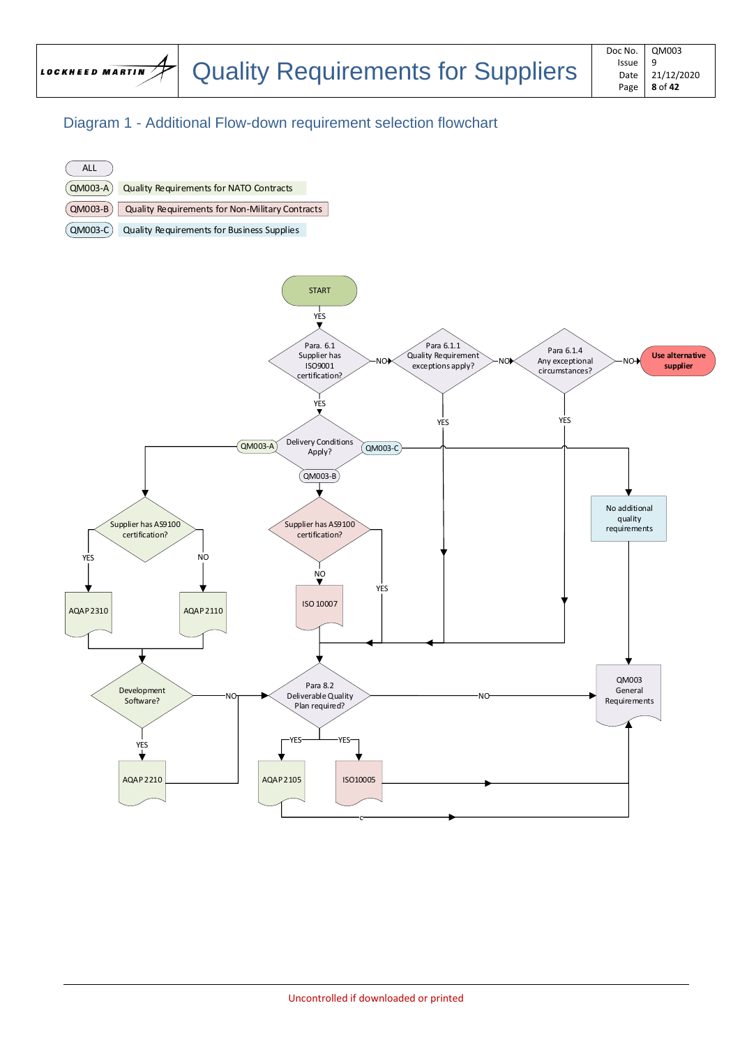## Diagram 1 - Additional Flow-down requirement selection flowchart

| Key | Description |
|---|---|
| ALL | |
| QM003-A | Quality Requirements for NATO Contracts |
| QM003-B | Quality Requirements for Non-Military Contracts |
| QM003-C | Quality Requirements for Business Supplies |

START

YES

Para. 6.1 Supplier has ISO9001 certification? —NO→ Para 6.1.1 Quality Requirement exceptions apply? —NO→ Para 6.1.4 Any exceptional circumstances? —NO→ **Use alternative supplier**

YES

Delivery Conditions Apply?

QM003-A

Supplier has AS9100 certification?

YES → AQAP 2310

NO → AQAP 2110

Development Software?

YES → AQAP 2210

NO

QM003-B

Supplier has AS9100 certification?

NO → ISO 10007

YES

QM003-C

No additional quality requirements

Para 8.2 Deliverable Quality Plan required?

YES → AQAP 2105

YES → ISO10005

NO

QM003 General Requirements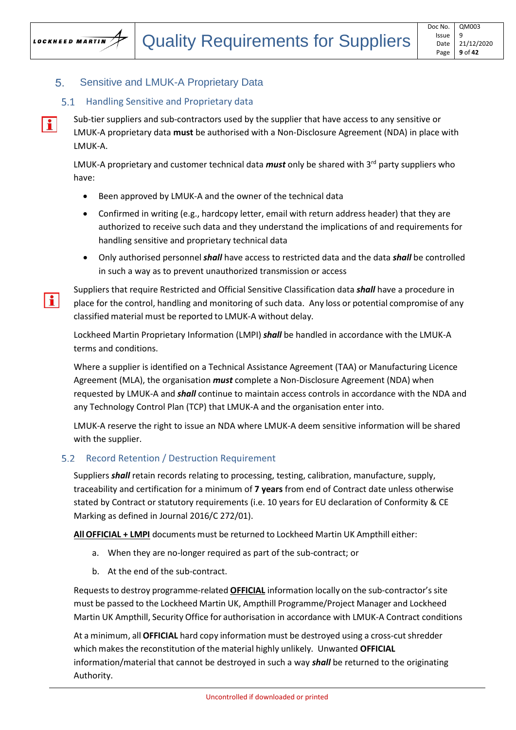## 5. Sensitive and LMUK-A Proprietary Data

### 5.1 Handling Sensitive and Proprietary data

Sub-tier suppliers and sub-contractors used by the supplier that have access to any sensitive or LMUK-A proprietary data **must** be authorised with a Non-Disclosure Agreement (NDA) in place with LMUK-A.

LMUK-A proprietary and customer technical data ***must*** only be shared with 3rd party suppliers who have:

- Been approved by LMUK-A and the owner of the technical data
- Confirmed in writing (e.g., hardcopy letter, email with return address header) that they are authorized to receive such data and they understand the implications of and requirements for handling sensitive and proprietary technical data
- Only authorised personnel ***shall*** have access to restricted data and the data ***shall*** be controlled in such a way as to prevent unauthorized transmission or access

Suppliers that require Restricted and Official Sensitive Classification data ***shall*** have a procedure in place for the control, handling and monitoring of such data. Any loss or potential compromise of any classified material must be reported to LMUK-A without delay.

Lockheed Martin Proprietary Information (LMPI) ***shall*** be handled in accordance with the LMUK-A terms and conditions.

Where a supplier is identified on a Technical Assistance Agreement (TAA) or Manufacturing Licence Agreement (MLA), the organisation ***must*** complete a Non-Disclosure Agreement (NDA) when requested by LMUK-A and ***shall*** continue to maintain access controls in accordance with the NDA and any Technology Control Plan (TCP) that LMUK-A and the organisation enter into.

LMUK-A reserve the right to issue an NDA where LMUK-A deem sensitive information will be shared with the supplier.

### 5.2 Record Retention / Destruction Requirement

Suppliers ***shall*** retain records relating to processing, testing, calibration, manufacture, supply, traceability and certification for a minimum of **7 years** from end of Contract date unless otherwise stated by Contract or statutory requirements (i.e. 10 years for EU declaration of Conformity & CE Marking as defined in Journal 2016/C 272/01).

**All OFFICIAL + LMPI** documents must be returned to Lockheed Martin UK Ampthill either:

a. When they are no-longer required as part of the sub-contract; or
b. At the end of the sub-contract.

Requests to destroy programme-related **OFFICIAL** information locally on the sub-contractor's site must be passed to the Lockheed Martin UK, Ampthill Programme/Project Manager and Lockheed Martin UK Ampthill, Security Office for authorisation in accordance with LMUK-A Contract conditions

At a minimum, all **OFFICIAL** hard copy information must be destroyed using a cross-cut shredder which makes the reconstitution of the material highly unlikely. Unwanted **OFFICIAL** information/material that cannot be destroyed in such a way ***shall*** be returned to the originating Authority.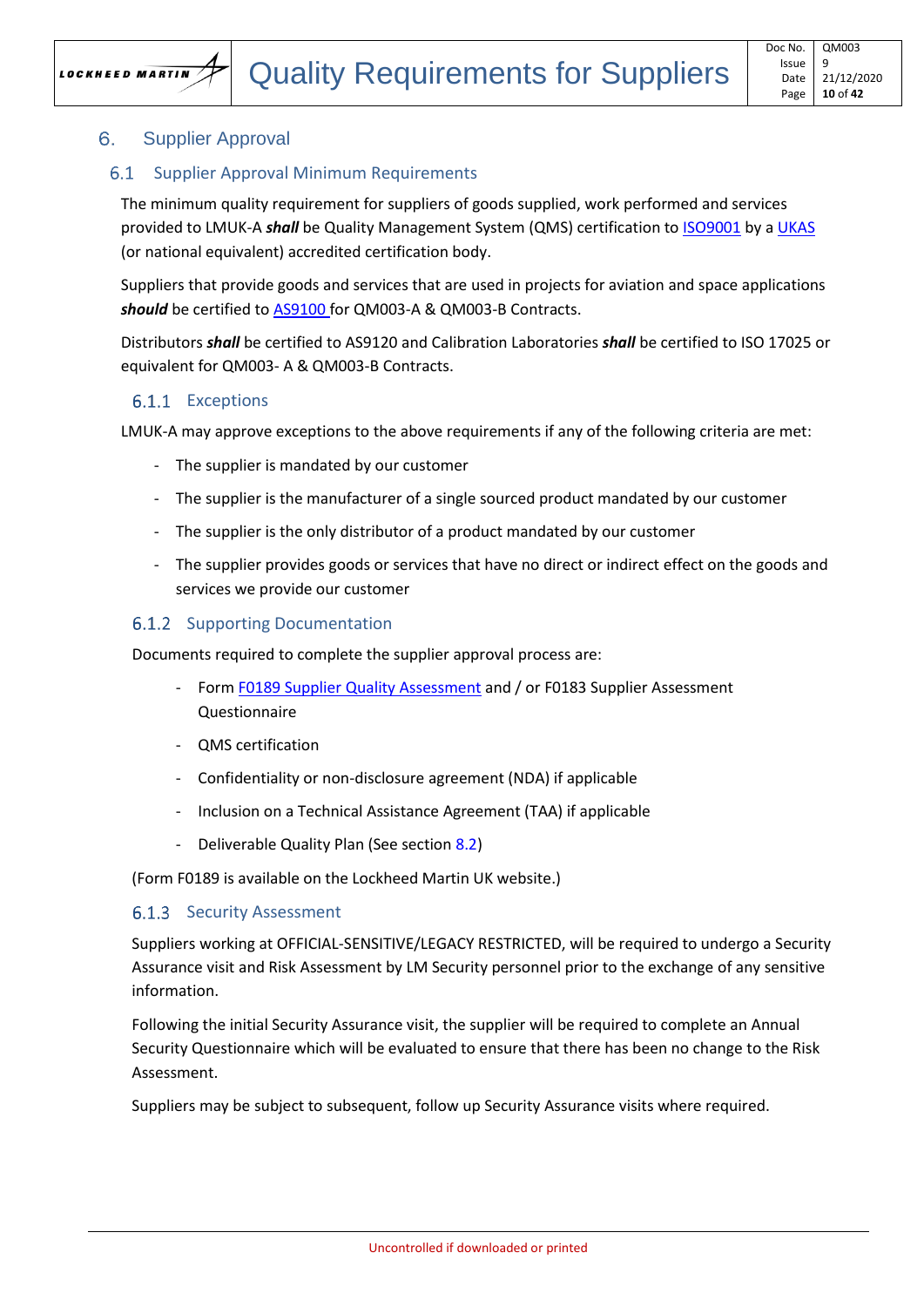# 6. Supplier Approval

## 6.1 Supplier Approval Minimum Requirements

The minimum quality requirement for suppliers of goods supplied, work performed and services provided to LMUK-A ***shall*** be Quality Management System (QMS) certification to ISO9001 by a UKAS (or national equivalent) accredited certification body.

Suppliers that provide goods and services that are used in projects for aviation and space applications ***should*** be certified to AS9100 for QM003-A & QM003-B Contracts.

Distributors ***shall*** be certified to AS9120 and Calibration Laboratories ***shall*** be certified to ISO 17025 or equivalent for QM003- A & QM003-B Contracts.

### 6.1.1 Exceptions

LMUK-A may approve exceptions to the above requirements if any of the following criteria are met:

- The supplier is mandated by our customer
- The supplier is the manufacturer of a single sourced product mandated by our customer
- The supplier is the only distributor of a product mandated by our customer
- The supplier provides goods or services that have no direct or indirect effect on the goods and services we provide our customer

### 6.1.2 Supporting Documentation

Documents required to complete the supplier approval process are:

- Form F0189 Supplier Quality Assessment and / or F0183 Supplier Assessment Questionnaire
- QMS certification
- Confidentiality or non-disclosure agreement (NDA) if applicable
- Inclusion on a Technical Assistance Agreement (TAA) if applicable
- Deliverable Quality Plan (See section 8.2)

(Form F0189 is available on the Lockheed Martin UK website.)

### 6.1.3 Security Assessment

Suppliers working at OFFICIAL-SENSITIVE/LEGACY RESTRICTED, will be required to undergo a Security Assurance visit and Risk Assessment by LM Security personnel prior to the exchange of any sensitive information.

Following the initial Security Assurance visit, the supplier will be required to complete an Annual Security Questionnaire which will be evaluated to ensure that there has been no change to the Risk Assessment.

Suppliers may be subject to subsequent, follow up Security Assurance visits where required.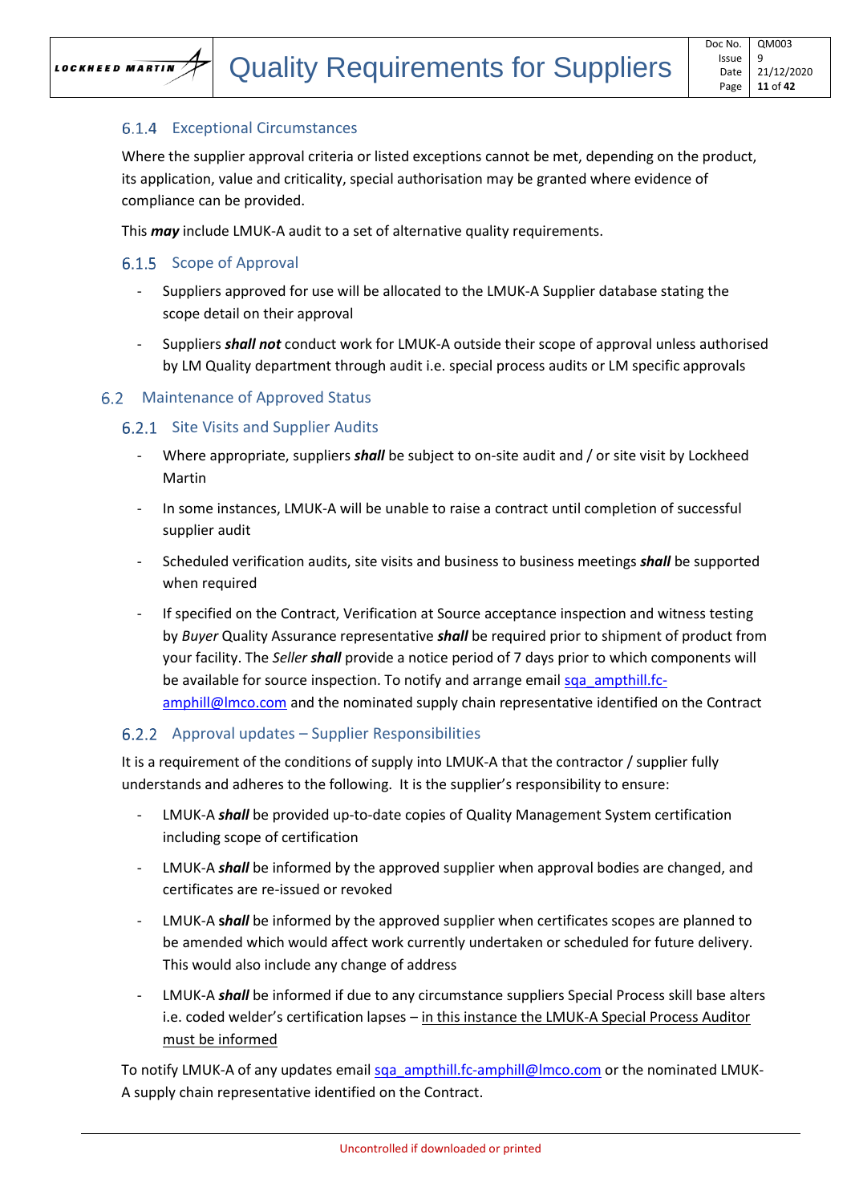### 6.1.4 Exceptional Circumstances

Where the supplier approval criteria or listed exceptions cannot be met, depending on the product, its application, value and criticality, special authorisation may be granted where evidence of compliance can be provided.

This ***may*** include LMUK-A audit to a set of alternative quality requirements.

### 6.1.5 Scope of Approval

- Suppliers approved for use will be allocated to the LMUK-A Supplier database stating the scope detail on their approval
- Suppliers ***shall not*** conduct work for LMUK-A outside their scope of approval unless authorised by LM Quality department through audit i.e. special process audits or LM specific approvals

## 6.2 Maintenance of Approved Status

### 6.2.1 Site Visits and Supplier Audits

- Where appropriate, suppliers ***shall*** be subject to on-site audit and / or site visit by Lockheed Martin
- In some instances, LMUK-A will be unable to raise a contract until completion of successful supplier audit
- Scheduled verification audits, site visits and business to business meetings ***shall*** be supported when required
- If specified on the Contract, Verification at Source acceptance inspection and witness testing by *Buyer* Quality Assurance representative ***shall*** be required prior to shipment of product from your facility. The *Seller* ***shall*** provide a notice period of 7 days prior to which components will be available for source inspection. To notify and arrange email sqa_ampthill.fc-amphill@lmco.com and the nominated supply chain representative identified on the Contract

### 6.2.2 Approval updates – Supplier Responsibilities

It is a requirement of the conditions of supply into LMUK-A that the contractor / supplier fully understands and adheres to the following. It is the supplier's responsibility to ensure:

- LMUK-A ***shall*** be provided up-to-date copies of Quality Management System certification including scope of certification
- LMUK-A ***shall*** be informed by the approved supplier when approval bodies are changed, and certificates are re-issued or revoked
- LMUK-A ***shall*** be informed by the approved supplier when certificates scopes are planned to be amended which would affect work currently undertaken or scheduled for future delivery. This would also include any change of address
- LMUK-A ***shall*** be informed if due to any circumstance suppliers Special Process skill base alters i.e. coded welder's certification lapses – <u>in this instance the LMUK-A Special Process Auditor must be informed</u>

To notify LMUK-A of any updates email sqa_ampthill.fc-amphill@lmco.com or the nominated LMUK-A supply chain representative identified on the Contract.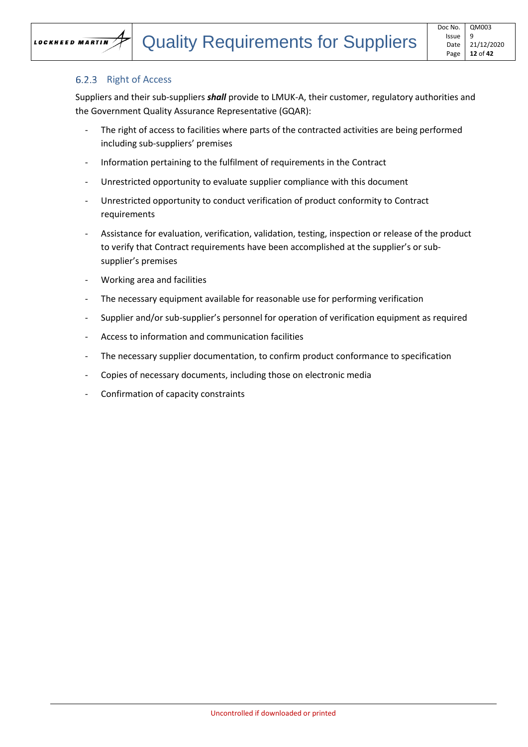### 6.2.3 Right of Access

Suppliers and their sub-suppliers ***shall*** provide to LMUK-A, their customer, regulatory authorities and the Government Quality Assurance Representative (GQAR):

- The right of access to facilities where parts of the contracted activities are being performed including sub-suppliers' premises
- Information pertaining to the fulfilment of requirements in the Contract
- Unrestricted opportunity to evaluate supplier compliance with this document
- Unrestricted opportunity to conduct verification of product conformity to Contract requirements
- Assistance for evaluation, verification, validation, testing, inspection or release of the product to verify that Contract requirements have been accomplished at the supplier's or sub-supplier's premises
- Working area and facilities
- The necessary equipment available for reasonable use for performing verification
- Supplier and/or sub-supplier's personnel for operation of verification equipment as required
- Access to information and communication facilities
- The necessary supplier documentation, to confirm product conformance to specification
- Copies of necessary documents, including those on electronic media
- Confirmation of capacity constraints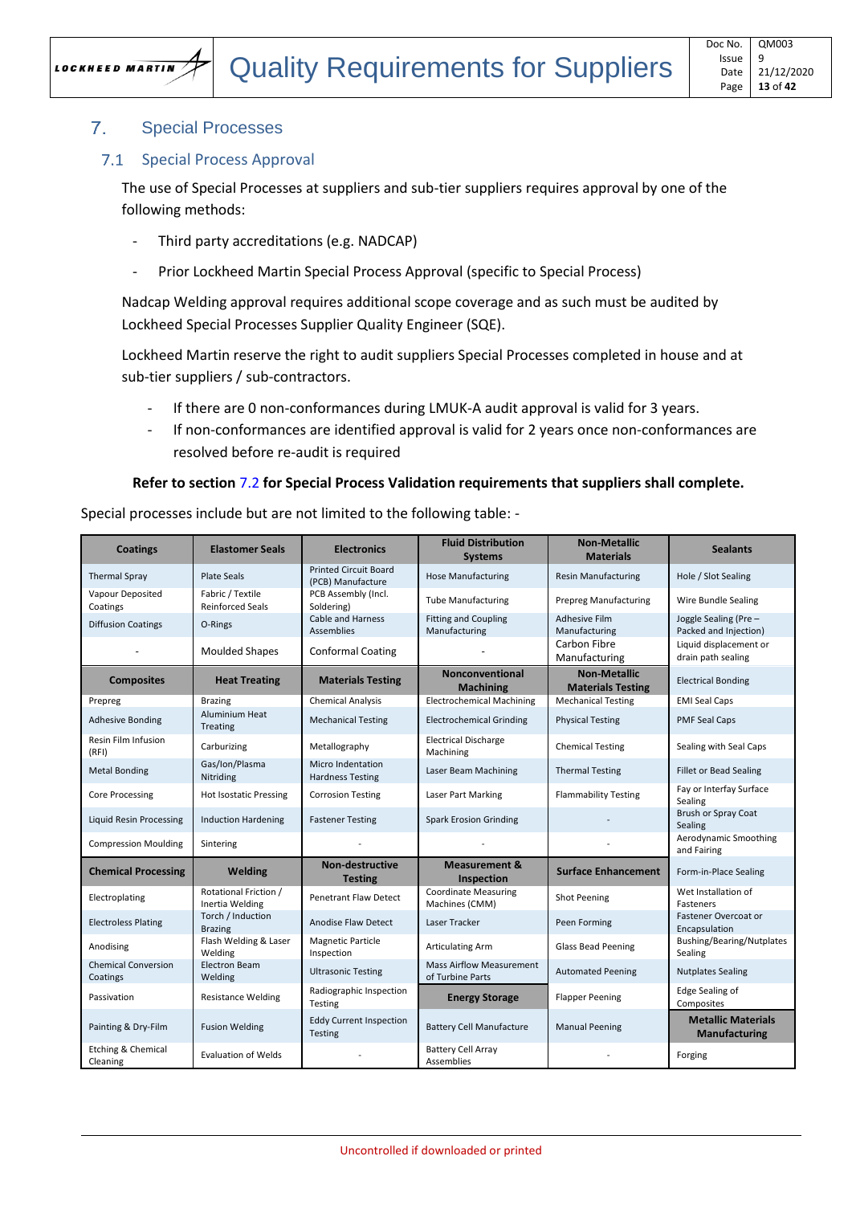## 7. Special Processes

### 7.1 Special Process Approval

The use of Special Processes at suppliers and sub-tier suppliers requires approval by one of the following methods:

- Third party accreditations (e.g. NADCAP)
- Prior Lockheed Martin Special Process Approval (specific to Special Process)

Nadcap Welding approval requires additional scope coverage and as such must be audited by Lockheed Special Processes Supplier Quality Engineer (SQE).

Lockheed Martin reserve the right to audit suppliers Special Processes completed in house and at sub-tier suppliers / sub-contractors.

- If there are 0 non-conformances during LMUK-A audit approval is valid for 3 years.
- If non-conformances are identified approval is valid for 2 years once non-conformances are resolved before re-audit is required

**Refer to section 7.2 for Special Process Validation requirements that suppliers shall complete.**

Special processes include but are not limited to the following table: -

| **Coatings** | **Elastomer Seals** | **Electronics** | **Fluid Distribution Systems** | **Non-Metallic Materials** | **Sealants** |
|---|---|---|---|---|---|
| Thermal Spray | Plate Seals | Printed Circuit Board (PCB) Manufacture | Hose Manufacturing | Resin Manufacturing | Hole / Slot Sealing |
| Vapour Deposited Coatings | Fabric / Textile Reinforced Seals | PCB Assembly (Incl. Soldering) | Tube Manufacturing | Prepreg Manufacturing | Wire Bundle Sealing |
| Diffusion Coatings | O-Rings | Cable and Harness Assemblies | Fitting and Coupling Manufacturing | Adhesive Film Manufacturing | Joggle Sealing (Pre – Packed and Injection) |
| - | Moulded Shapes | Conformal Coating | - | Carbon Fibre Manufacturing | Liquid displacement or drain path sealing |
| **Composites** | **Heat Treating** | **Materials Testing** | **Nonconventional Machining** | **Non-Metallic Materials Testing** | Electrical Bonding |
| Prepreg | Brazing | Chemical Analysis | Electrochemical Machining | Mechanical Testing | EMI Seal Caps |
| Adhesive Bonding | Aluminium Heat Treating | Mechanical Testing | Electrochemical Grinding | Physical Testing | PMF Seal Caps |
| Resin Film Infusion (RFI) | Carburizing | Metallography | Electrical Discharge Machining | Chemical Testing | Sealing with Seal Caps |
| Metal Bonding | Gas/Ion/Plasma Nitriding | Micro Indentation Hardness Testing | Laser Beam Machining | Thermal Testing | Fillet or Bead Sealing |
| Core Processing | Hot Isostatic Pressing | Corrosion Testing | Laser Part Marking | Flammability Testing | Fay or Interfay Surface Sealing |
| Liquid Resin Processing | Induction Hardening | Fastener Testing | Spark Erosion Grinding | - | Brush or Spray Coat Sealing |
| Compression Moulding | Sintering | - | - | - | Aerodynamic Smoothing and Fairing |
| **Chemical Processing** | **Welding** | **Non-destructive Testing** | **Measurement & Inspection** | **Surface Enhancement** | Form-in-Place Sealing |
| Electroplating | Rotational Friction / Inertia Welding | Penetrant Flaw Detect | Coordinate Measuring Machines (CMM) | Shot Peening | Wet Installation of Fasteners |
| Electroless Plating | Torch / Induction Brazing | Anodise Flaw Detect | Laser Tracker | Peen Forming | Fastener Overcoat or Encapsulation |
| Anodising | Flash Welding & Laser Welding | Magnetic Particle Inspection | Articulating Arm | Glass Bead Peening | Bushing/Bearing/Nutplates Sealing |
| Chemical Conversion Coatings | Electron Beam Welding | Ultrasonic Testing | Mass Airflow Measurement of Turbine Parts | Automated Peening | Nutplates Sealing |
| Passivation | Resistance Welding | Radiographic Inspection Testing | **Energy Storage** | Flapper Peening | Edge Sealing of Composites |
| Painting & Dry-Film | Fusion Welding | Eddy Current Inspection Testing | Battery Cell Manufacture | Manual Peening | **Metallic Materials Manufacturing** |
| Etching & Chemical Cleaning | Evaluation of Welds | - | Battery Cell Array Assemblies | - | Forging |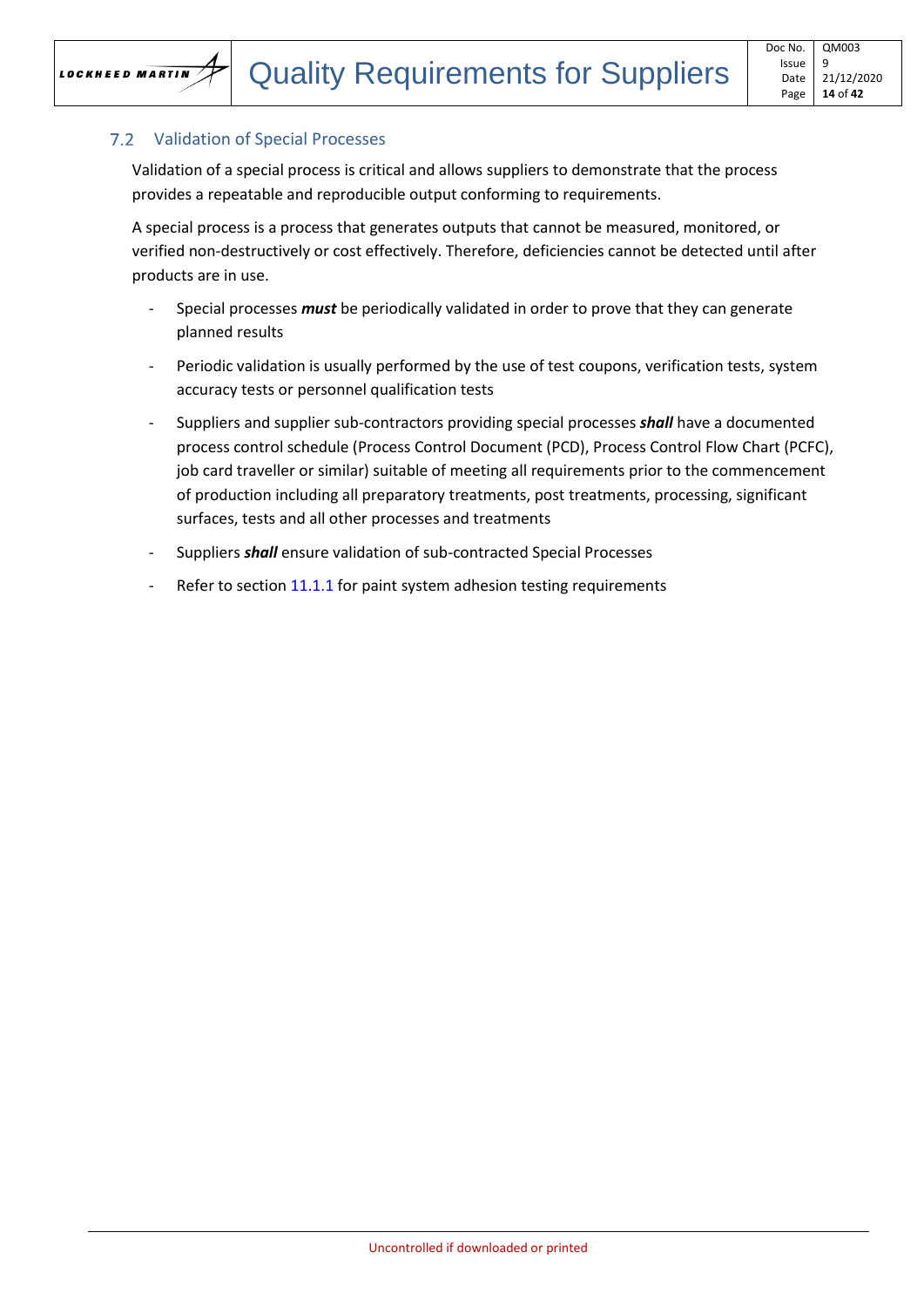## 7.2 Validation of Special Processes

Validation of a special process is critical and allows suppliers to demonstrate that the process provides a repeatable and reproducible output conforming to requirements.

A special process is a process that generates outputs that cannot be measured, monitored, or verified non-destructively or cost effectively. Therefore, deficiencies cannot be detected until after products are in use.

- Special processes ***must*** be periodically validated in order to prove that they can generate planned results
- Periodic validation is usually performed by the use of test coupons, verification tests, system accuracy tests or personnel qualification tests
- Suppliers and supplier sub-contractors providing special processes ***shall*** have a documented process control schedule (Process Control Document (PCD), Process Control Flow Chart (PCFC), job card traveller or similar) suitable of meeting all requirements prior to the commencement of production including all preparatory treatments, post treatments, processing, significant surfaces, tests and all other processes and treatments
- Suppliers ***shall*** ensure validation of sub-contracted Special Processes
- Refer to section 11.1.1 for paint system adhesion testing requirements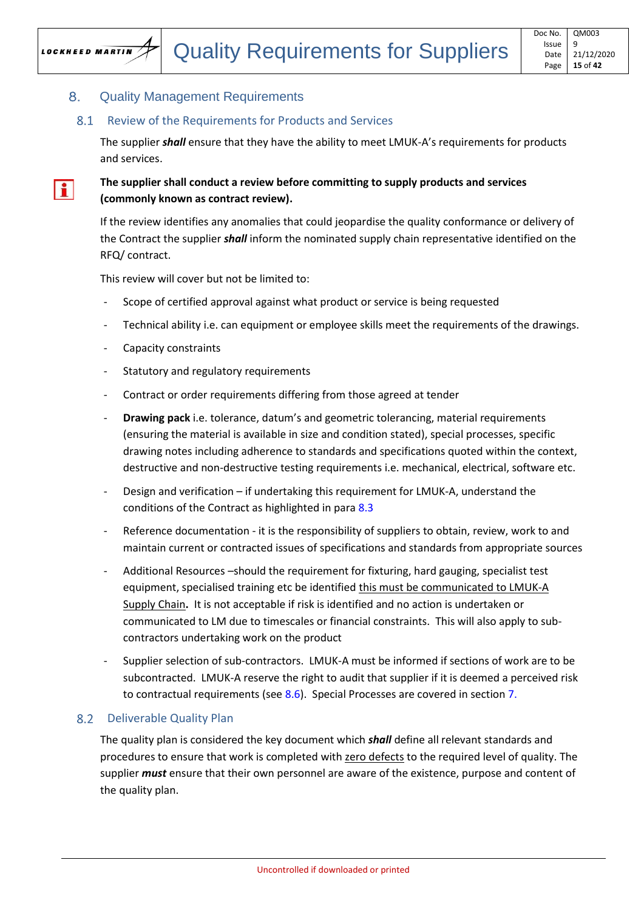# 8. Quality Management Requirements

## 8.1 Review of the Requirements for Products and Services

The supplier ***shall*** ensure that they have the ability to meet LMUK-A's requirements for products and services.

**The supplier shall conduct a review before committing to supply products and services (commonly known as contract review).**

If the review identifies any anomalies that could jeopardise the quality conformance or delivery of the Contract the supplier ***shall*** inform the nominated supply chain representative identified on the RFQ/ contract.

This review will cover but not be limited to:

- Scope of certified approval against what product or service is being requested
- Technical ability i.e. can equipment or employee skills meet the requirements of the drawings.
- Capacity constraints
- Statutory and regulatory requirements
- Contract or order requirements differing from those agreed at tender
- **Drawing pack** i.e. tolerance, datum's and geometric tolerancing, material requirements (ensuring the material is available in size and condition stated), special processes, specific drawing notes including adherence to standards and specifications quoted within the context, destructive and non-destructive testing requirements i.e. mechanical, electrical, software etc.
- Design and verification – if undertaking this requirement for LMUK-A, understand the conditions of the Contract as highlighted in para 8.3
- Reference documentation - it is the responsibility of suppliers to obtain, review, work to and maintain current or contracted issues of specifications and standards from appropriate sources
- Additional Resources –should the requirement for fixturing, hard gauging, specialist test equipment, specialised training etc be identified this must be communicated to LMUK-A Supply Chain**.** It is not acceptable if risk is identified and no action is undertaken or communicated to LM due to timescales or financial constraints. This will also apply to sub-contractors undertaking work on the product
- Supplier selection of sub-contractors. LMUK-A must be informed if sections of work are to be subcontracted. LMUK-A reserve the right to audit that supplier if it is deemed a perceived risk to contractual requirements (see 8.6). Special Processes are covered in section 7.

## 8.2 Deliverable Quality Plan

The quality plan is considered the key document which ***shall*** define all relevant standards and procedures to ensure that work is completed with zero defects to the required level of quality. The supplier ***must*** ensure that their own personnel are aware of the existence, purpose and content of the quality plan.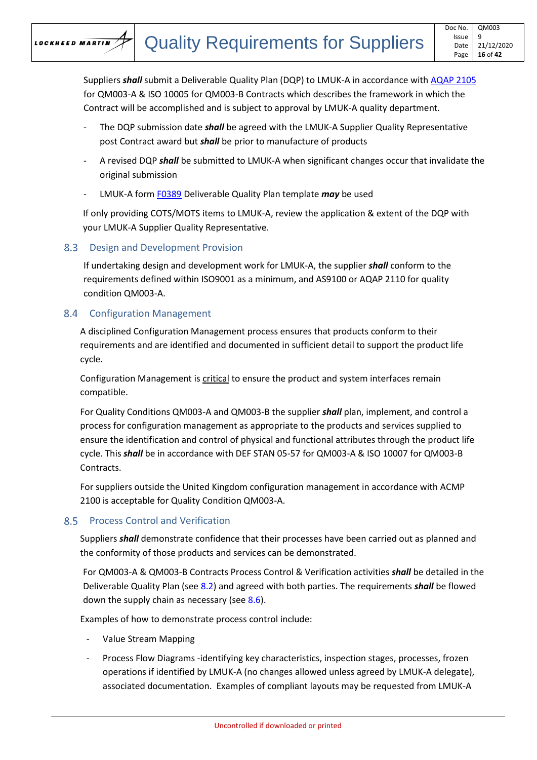Suppliers ***shall*** submit a Deliverable Quality Plan (DQP) to LMUK-A in accordance with AQAP 2105 for QM003-A & ISO 10005 for QM003-B Contracts which describes the framework in which the Contract will be accomplished and is subject to approval by LMUK-A quality department.

- The DQP submission date ***shall*** be agreed with the LMUK-A Supplier Quality Representative post Contract award but ***shall*** be prior to manufacture of products
- A revised DQP ***shall*** be submitted to LMUK-A when significant changes occur that invalidate the original submission
- LMUK-A form F0389 Deliverable Quality Plan template ***may*** be used

If only providing COTS/MOTS items to LMUK-A, review the application & extent of the DQP with your LMUK-A Supplier Quality Representative.

## 8.3 Design and Development Provision

If undertaking design and development work for LMUK-A, the supplier ***shall*** conform to the requirements defined within ISO9001 as a minimum, and AS9100 or AQAP 2110 for quality condition QM003-A.

## 8.4 Configuration Management

A disciplined Configuration Management process ensures that products conform to their requirements and are identified and documented in sufficient detail to support the product life cycle.

Configuration Management is critical to ensure the product and system interfaces remain compatible.

For Quality Conditions QM003-A and QM003-B the supplier ***shall*** plan, implement, and control a process for configuration management as appropriate to the products and services supplied to ensure the identification and control of physical and functional attributes through the product life cycle. This ***shall*** be in accordance with DEF STAN 05-57 for QM003-A & ISO 10007 for QM003-B Contracts.

For suppliers outside the United Kingdom configuration management in accordance with ACMP 2100 is acceptable for Quality Condition QM003-A.

## 8.5 Process Control and Verification

Suppliers ***shall*** demonstrate confidence that their processes have been carried out as planned and the conformity of those products and services can be demonstrated.

For QM003-A & QM003-B Contracts Process Control & Verification activities ***shall*** be detailed in the Deliverable Quality Plan (see 8.2) and agreed with both parties. The requirements ***shall*** be flowed down the supply chain as necessary (see 8.6).

Examples of how to demonstrate process control include:

- Value Stream Mapping
- Process Flow Diagrams -identifying key characteristics, inspection stages, processes, frozen operations if identified by LMUK-A (no changes allowed unless agreed by LMUK-A delegate), associated documentation. Examples of compliant layouts may be requested from LMUK-A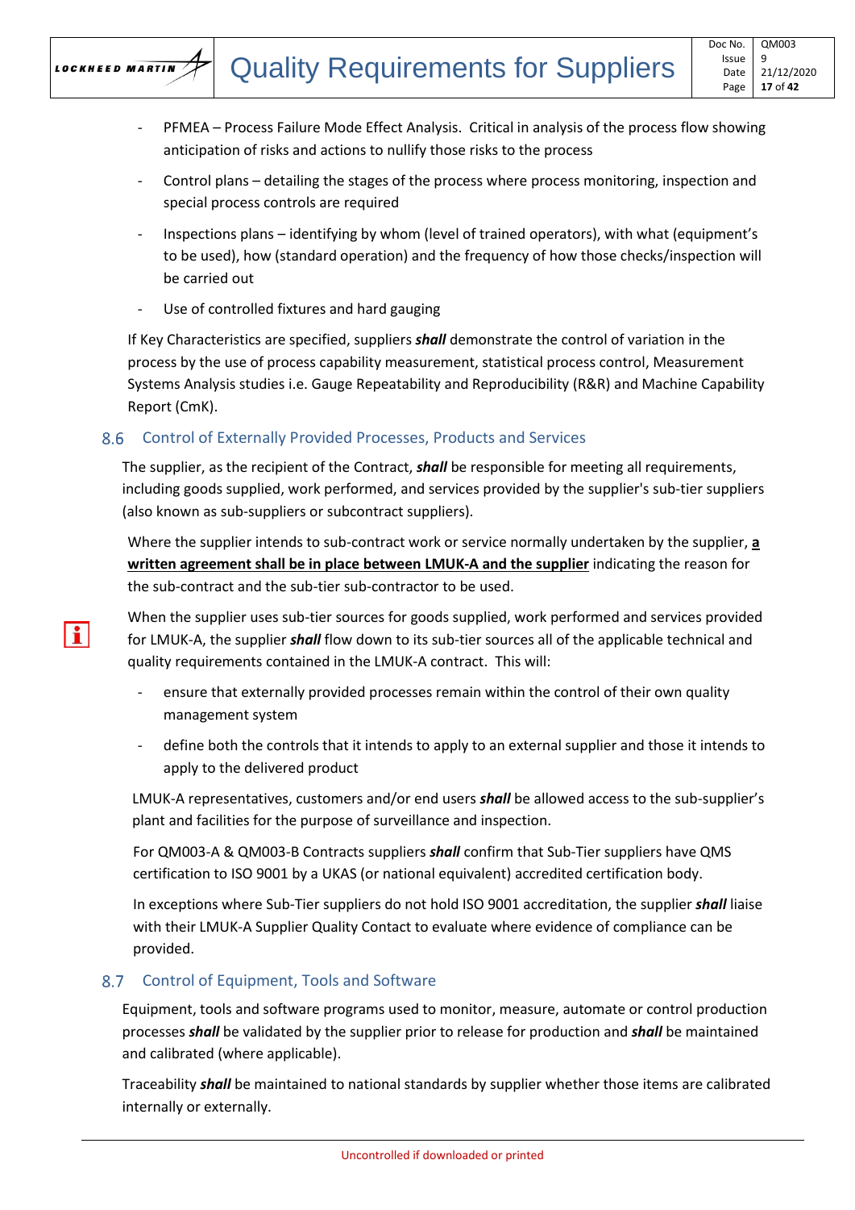- PFMEA – Process Failure Mode Effect Analysis. Critical in analysis of the process flow showing anticipation of risks and actions to nullify those risks to the process
- Control plans – detailing the stages of the process where process monitoring, inspection and special process controls are required
- Inspections plans – identifying by whom (level of trained operators), with what (equipment's to be used), how (standard operation) and the frequency of how those checks/inspection will be carried out
- Use of controlled fixtures and hard gauging

If Key Characteristics are specified, suppliers ***shall*** demonstrate the control of variation in the process by the use of process capability measurement, statistical process control, Measurement Systems Analysis studies i.e. Gauge Repeatability and Reproducibility (R&R) and Machine Capability Report (CmK).

## 8.6 Control of Externally Provided Processes, Products and Services

The supplier, as the recipient of the Contract, ***shall*** be responsible for meeting all requirements, including goods supplied, work performed, and services provided by the supplier's sub-tier suppliers (also known as sub-suppliers or subcontract suppliers).

Where the supplier intends to sub-contract work or service normally undertaken by the supplier, **a written agreement shall be in place between LMUK-A and the supplier** indicating the reason for the sub-contract and the sub-tier sub-contractor to be used.

When the supplier uses sub-tier sources for goods supplied, work performed and services provided for LMUK-A, the supplier ***shall*** flow down to its sub-tier sources all of the applicable technical and quality requirements contained in the LMUK-A contract. This will:

- ensure that externally provided processes remain within the control of their own quality management system
- define both the controls that it intends to apply to an external supplier and those it intends to apply to the delivered product

LMUK-A representatives, customers and/or end users ***shall*** be allowed access to the sub-supplier's plant and facilities for the purpose of surveillance and inspection.

For QM003-A & QM003-B Contracts suppliers ***shall*** confirm that Sub-Tier suppliers have QMS certification to ISO 9001 by a UKAS (or national equivalent) accredited certification body.

In exceptions where Sub-Tier suppliers do not hold ISO 9001 accreditation, the supplier ***shall*** liaise with their LMUK-A Supplier Quality Contact to evaluate where evidence of compliance can be provided.

## 8.7 Control of Equipment, Tools and Software

Equipment, tools and software programs used to monitor, measure, automate or control production processes ***shall*** be validated by the supplier prior to release for production and ***shall*** be maintained and calibrated (where applicable).

Traceability ***shall*** be maintained to national standards by supplier whether those items are calibrated internally or externally.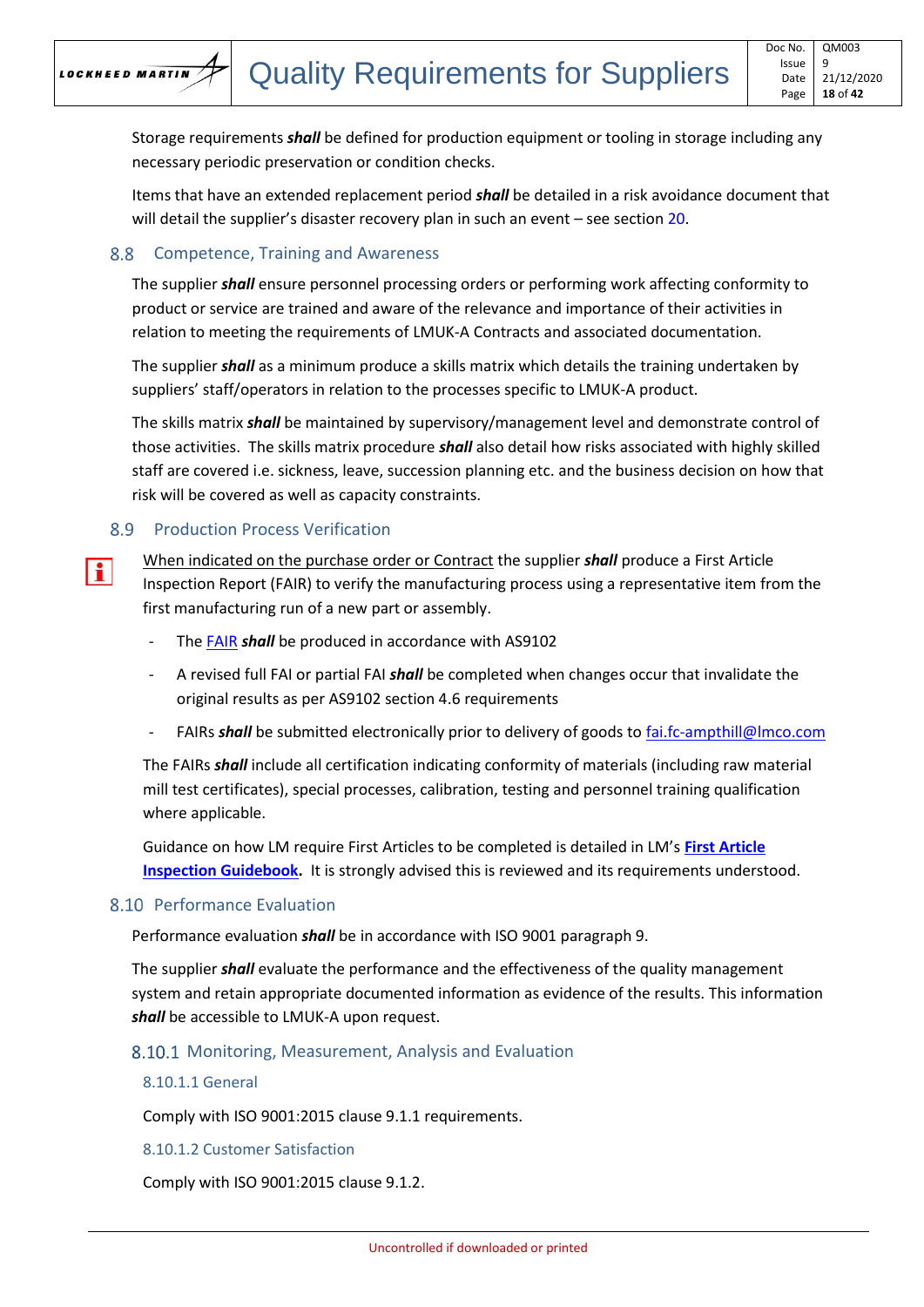Storage requirements ***shall*** be defined for production equipment or tooling in storage including any necessary periodic preservation or condition checks.

Items that have an extended replacement period ***shall*** be detailed in a risk avoidance document that will detail the supplier's disaster recovery plan in such an event – see section 20.

## 8.8 Competence, Training and Awareness

The supplier ***shall*** ensure personnel processing orders or performing work affecting conformity to product or service are trained and aware of the relevance and importance of their activities in relation to meeting the requirements of LMUK-A Contracts and associated documentation.

The supplier ***shall*** as a minimum produce a skills matrix which details the training undertaken by suppliers' staff/operators in relation to the processes specific to LMUK-A product.

The skills matrix ***shall*** be maintained by supervisory/management level and demonstrate control of those activities. The skills matrix procedure ***shall*** also detail how risks associated with highly skilled staff are covered i.e. sickness, leave, succession planning etc. and the business decision on how that risk will be covered as well as capacity constraints.

## 8.9 Production Process Verification

When indicated on the purchase order or Contract the supplier ***shall*** produce a First Article Inspection Report (FAIR) to verify the manufacturing process using a representative item from the first manufacturing run of a new part or assembly.

- The FAIR ***shall*** be produced in accordance with AS9102
- A revised full FAI or partial FAI ***shall*** be completed when changes occur that invalidate the original results as per AS9102 section 4.6 requirements
- FAIRs ***shall*** be submitted electronically prior to delivery of goods to fai.fc-ampthill@lmco.com

The FAIRs ***shall*** include all certification indicating conformity of materials (including raw material mill test certificates), special processes, calibration, testing and personnel training qualification where applicable.

Guidance on how LM require First Articles to be completed is detailed in LM's **First Article Inspection Guidebook.** It is strongly advised this is reviewed and its requirements understood.

## 8.10 Performance Evaluation

Performance evaluation ***shall*** be in accordance with ISO 9001 paragraph 9.

The supplier ***shall*** evaluate the performance and the effectiveness of the quality management system and retain appropriate documented information as evidence of the results. This information ***shall*** be accessible to LMUK-A upon request.

### 8.10.1 Monitoring, Measurement, Analysis and Evaluation

#### 8.10.1.1 General

Comply with ISO 9001:2015 clause 9.1.1 requirements.

#### 8.10.1.2 Customer Satisfaction

Comply with ISO 9001:2015 clause 9.1.2.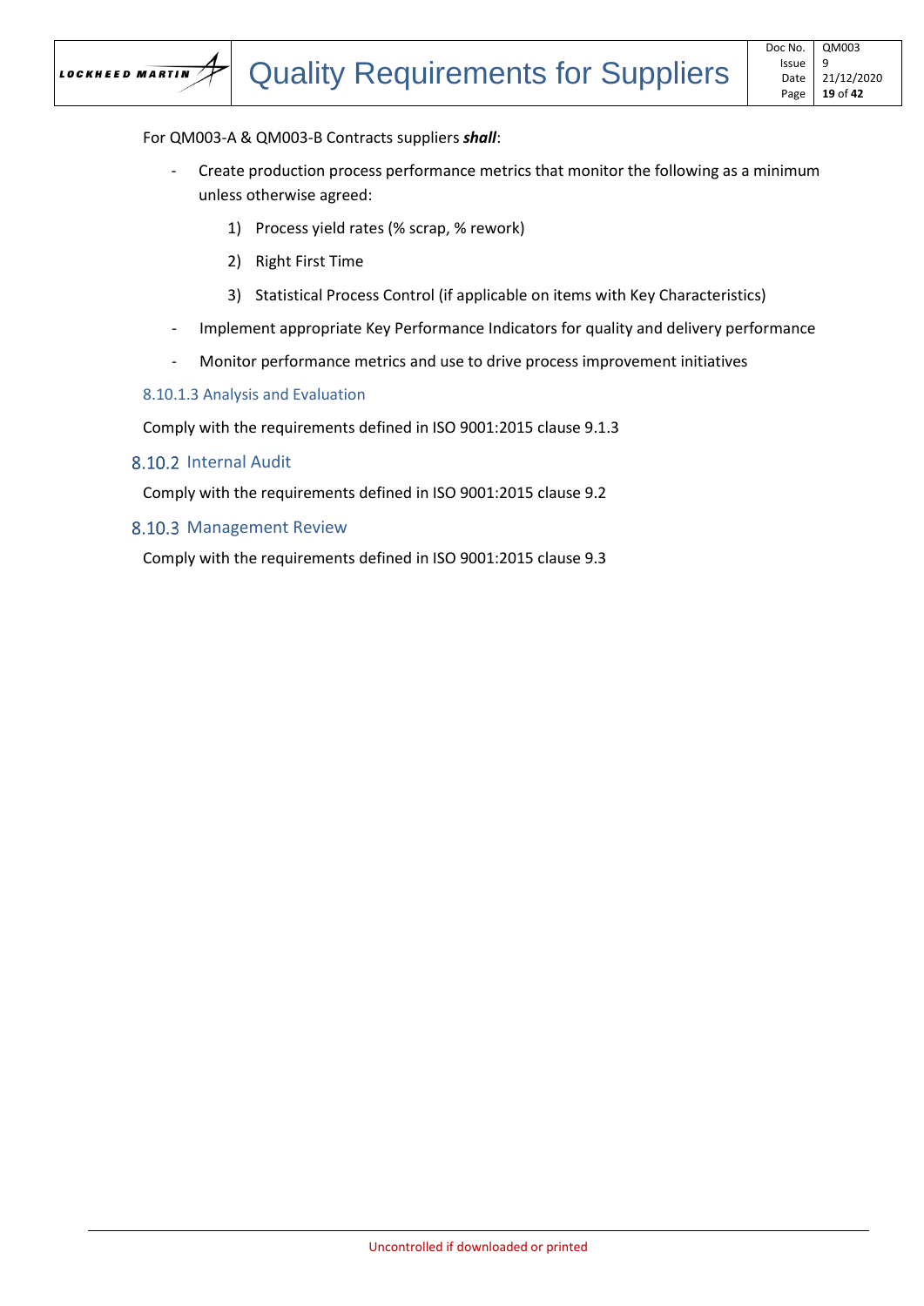For QM003-A & QM003-B Contracts suppliers ***shall***:

- Create production process performance metrics that monitor the following as a minimum unless otherwise agreed:
    1) Process yield rates (% scrap, % rework)
    2) Right First Time
    3) Statistical Process Control (if applicable on items with Key Characteristics)
- Implement appropriate Key Performance Indicators for quality and delivery performance
- Monitor performance metrics and use to drive process improvement initiatives

#### 8.10.1.3 Analysis and Evaluation

Comply with the requirements defined in ISO 9001:2015 clause 9.1.3

### 8.10.2 Internal Audit

Comply with the requirements defined in ISO 9001:2015 clause 9.2

### 8.10.3 Management Review

Comply with the requirements defined in ISO 9001:2015 clause 9.3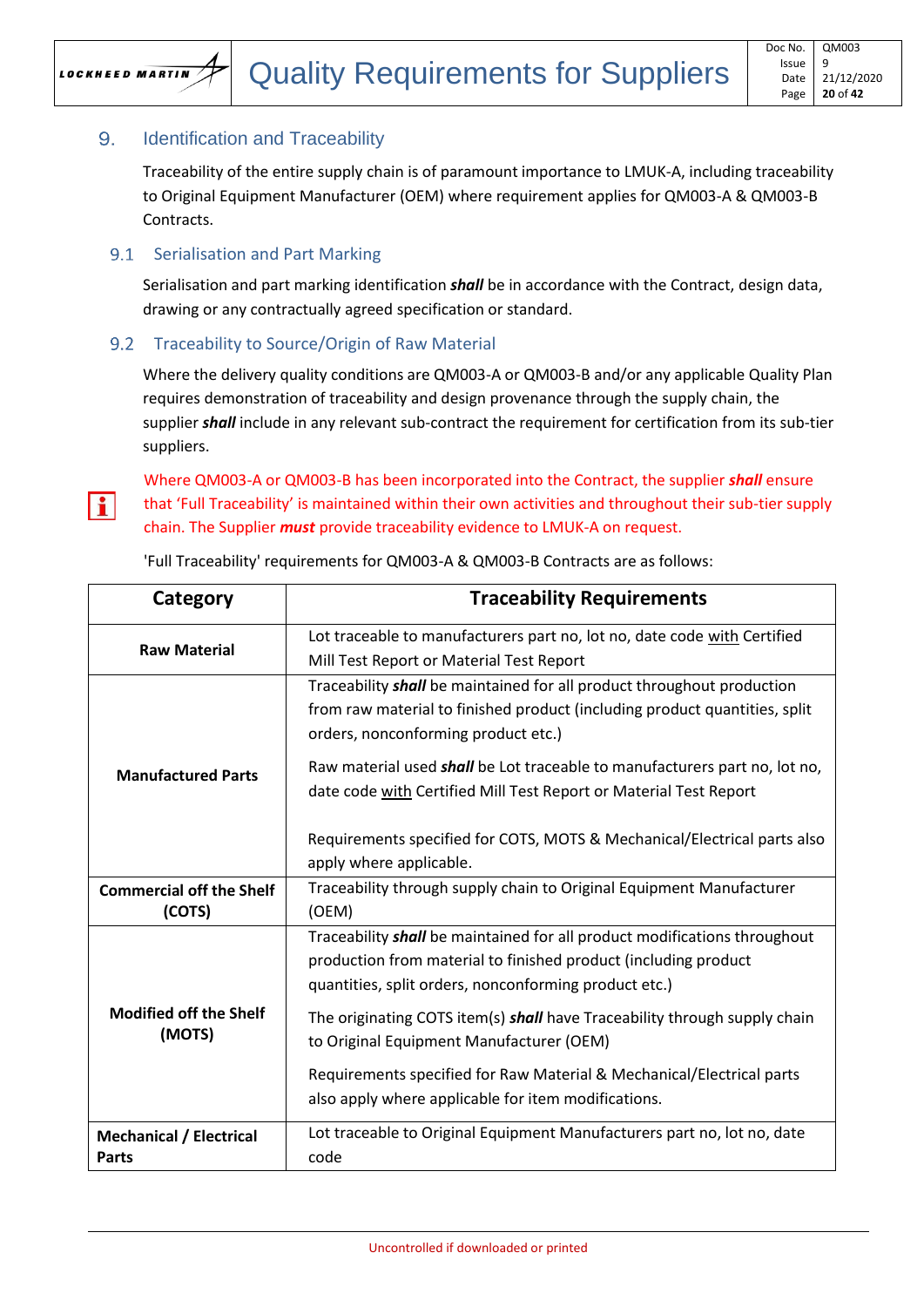## 9. Identification and Traceability

Traceability of the entire supply chain is of paramount importance to LMUK-A, including traceability to Original Equipment Manufacturer (OEM) where requirement applies for QM003-A & QM003-B Contracts.

### 9.1 Serialisation and Part Marking

Serialisation and part marking identification ***shall*** be in accordance with the Contract, design data, drawing or any contractually agreed specification or standard.

### 9.2 Traceability to Source/Origin of Raw Material

Where the delivery quality conditions are QM003-A or QM003-B and/or any applicable Quality Plan requires demonstration of traceability and design provenance through the supply chain, the supplier ***shall*** include in any relevant sub-contract the requirement for certification from its sub-tier suppliers.

Where QM003-A or QM003-B has been incorporated into the Contract, the supplier ***shall*** ensure that 'Full Traceability' is maintained within their own activities and throughout their sub-tier supply chain. The Supplier ***must*** provide traceability evidence to LMUK-A on request.

'Full Traceability' requirements for QM003-A & QM003-B Contracts are as follows:

| Category | Traceability Requirements |
|---|---|
| **Raw Material** | Lot traceable to manufacturers part no, lot no, date code with Certified Mill Test Report or Material Test Report |
| **Manufactured Parts** | Traceability ***shall*** be maintained for all product throughout production from raw material to finished product (including product quantities, split orders, nonconforming product etc.)<br><br>Raw material used ***shall*** be Lot traceable to manufacturers part no, lot no, date code with Certified Mill Test Report or Material Test Report<br><br>Requirements specified for COTS, MOTS & Mechanical/Electrical parts also apply where applicable. |
| **Commercial off the Shelf (COTS)** | Traceability through supply chain to Original Equipment Manufacturer (OEM) |
| **Modified off the Shelf (MOTS)** | Traceability ***shall*** be maintained for all product modifications throughout production from material to finished product (including product quantities, split orders, nonconforming product etc.)<br><br>The originating COTS item(s) ***shall*** have Traceability through supply chain to Original Equipment Manufacturer (OEM)<br><br>Requirements specified for Raw Material & Mechanical/Electrical parts also apply where applicable for item modifications. |
| **Mechanical / Electrical Parts** | Lot traceable to Original Equipment Manufacturers part no, lot no, date code |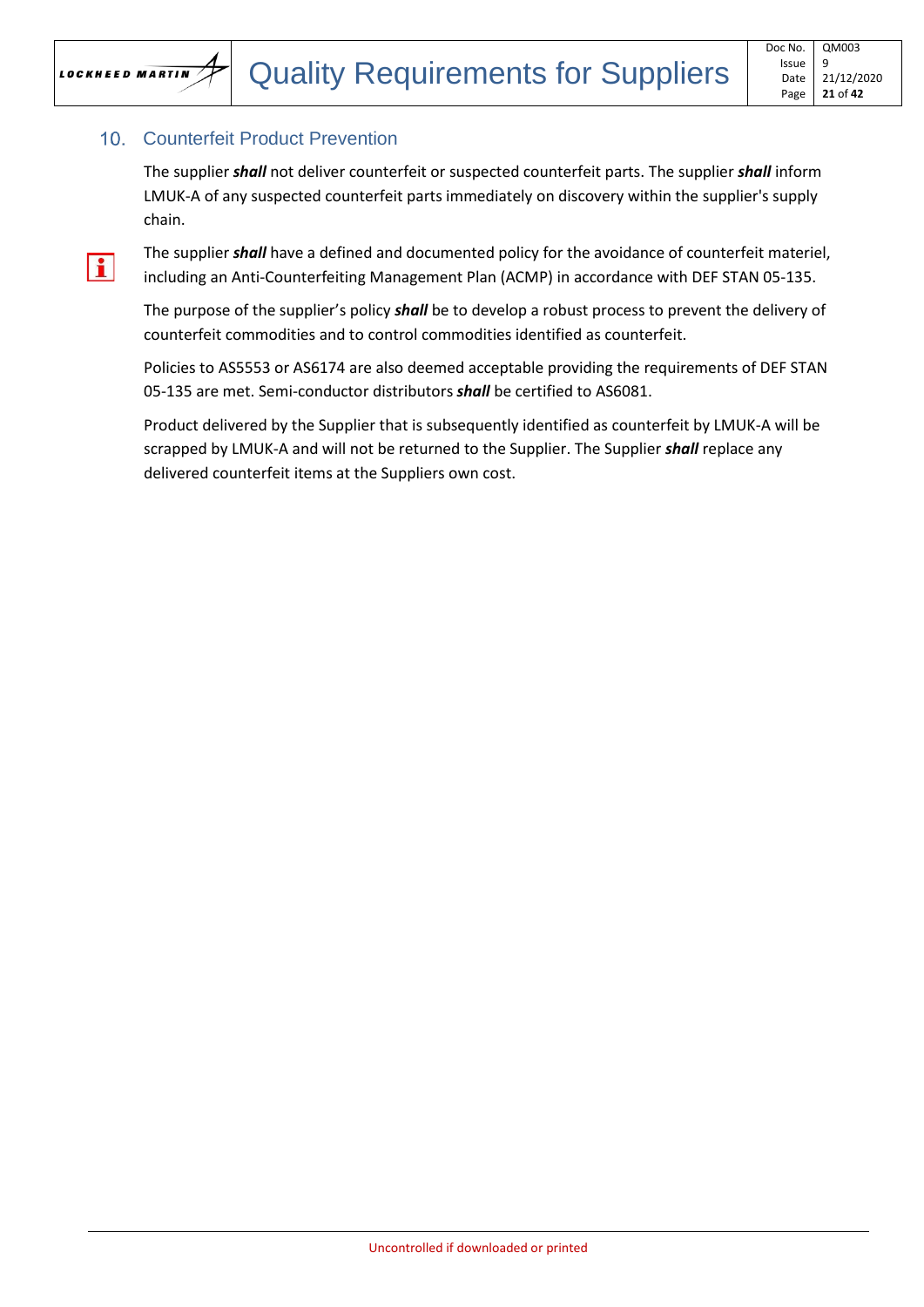## 10. Counterfeit Product Prevention

The supplier ***shall*** not deliver counterfeit or suspected counterfeit parts. The supplier ***shall*** inform LMUK-A of any suspected counterfeit parts immediately on discovery within the supplier's supply chain.

The supplier ***shall*** have a defined and documented policy for the avoidance of counterfeit materiel, including an Anti-Counterfeiting Management Plan (ACMP) in accordance with DEF STAN 05-135.

The purpose of the supplier's policy ***shall*** be to develop a robust process to prevent the delivery of counterfeit commodities and to control commodities identified as counterfeit.

Policies to AS5553 or AS6174 are also deemed acceptable providing the requirements of DEF STAN 05-135 are met. Semi-conductor distributors ***shall*** be certified to AS6081.

Product delivered by the Supplier that is subsequently identified as counterfeit by LMUK-A will be scrapped by LMUK-A and will not be returned to the Supplier. The Supplier ***shall*** replace any delivered counterfeit items at the Suppliers own cost.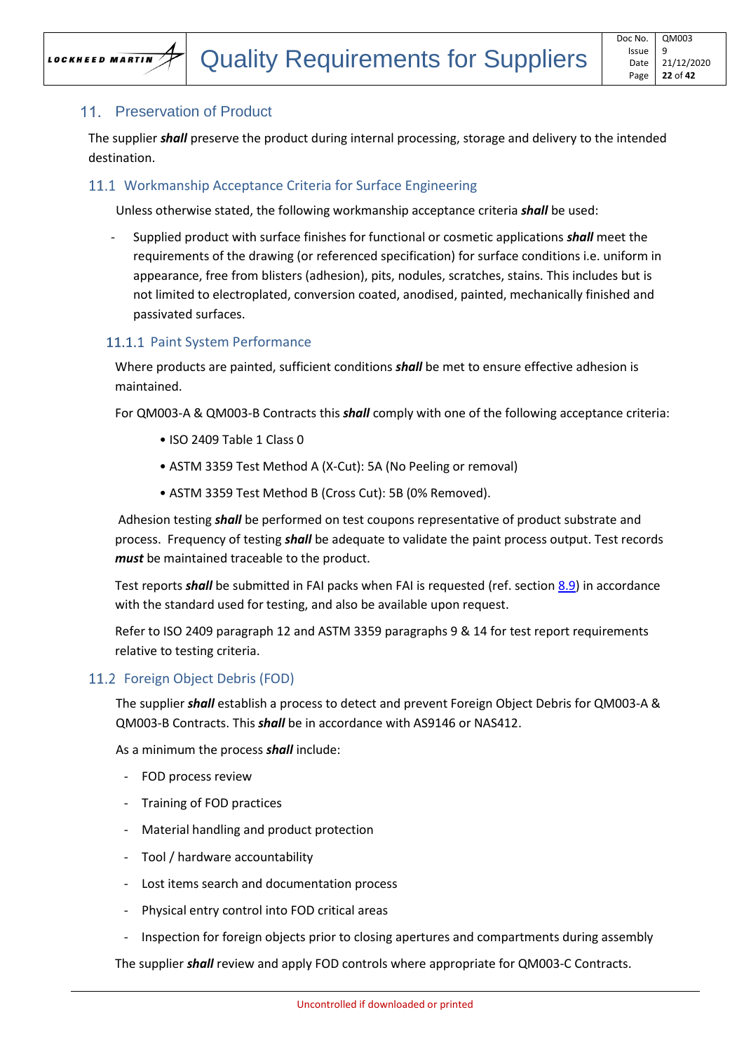## 11. Preservation of Product

The supplier ***shall*** preserve the product during internal processing, storage and delivery to the intended destination.

### 11.1 Workmanship Acceptance Criteria for Surface Engineering

Unless otherwise stated, the following workmanship acceptance criteria ***shall*** be used:

- Supplied product with surface finishes for functional or cosmetic applications ***shall*** meet the requirements of the drawing (or referenced specification) for surface conditions i.e. uniform in appearance, free from blisters (adhesion), pits, nodules, scratches, stains. This includes but is not limited to electroplated, conversion coated, anodised, painted, mechanically finished and passivated surfaces.

#### 11.1.1 Paint System Performance

Where products are painted, sufficient conditions ***shall*** be met to ensure effective adhesion is maintained.

For QM003-A & QM003-B Contracts this ***shall*** comply with one of the following acceptance criteria:

- ISO 2409 Table 1 Class 0
- ASTM 3359 Test Method A (X-Cut): 5A (No Peeling or removal)
- ASTM 3359 Test Method B (Cross Cut): 5B (0% Removed).

Adhesion testing ***shall*** be performed on test coupons representative of product substrate and process. Frequency of testing ***shall*** be adequate to validate the paint process output. Test records ***must*** be maintained traceable to the product.

Test reports ***shall*** be submitted in FAI packs when FAI is requested (ref. section 8.9) in accordance with the standard used for testing, and also be available upon request.

Refer to ISO 2409 paragraph 12 and ASTM 3359 paragraphs 9 & 14 for test report requirements relative to testing criteria.

### 11.2 Foreign Object Debris (FOD)

The supplier ***shall*** establish a process to detect and prevent Foreign Object Debris for QM003-A & QM003-B Contracts. This ***shall*** be in accordance with AS9146 or NAS412.

As a minimum the process ***shall*** include:

- FOD process review
- Training of FOD practices
- Material handling and product protection
- Tool / hardware accountability
- Lost items search and documentation process
- Physical entry control into FOD critical areas
- Inspection for foreign objects prior to closing apertures and compartments during assembly

The supplier ***shall*** review and apply FOD controls where appropriate for QM003-C Contracts.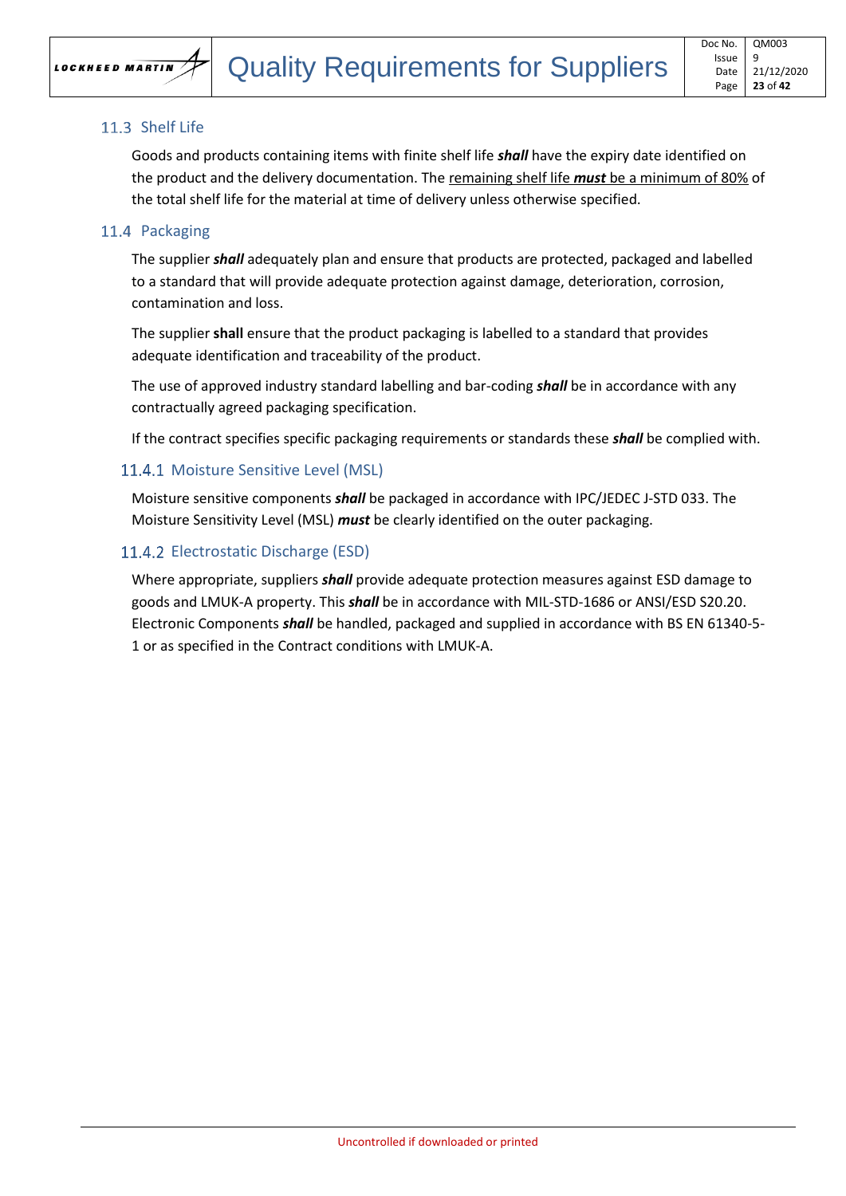## 11.3 Shelf Life

Goods and products containing items with finite shelf life ***shall*** have the expiry date identified on the product and the delivery documentation. The <u>remaining shelf life ***must*** be a minimum of 80%</u> of the total shelf life for the material at time of delivery unless otherwise specified.

## 11.4 Packaging

The supplier ***shall*** adequately plan and ensure that products are protected, packaged and labelled to a standard that will provide adequate protection against damage, deterioration, corrosion, contamination and loss.

The supplier **shall** ensure that the product packaging is labelled to a standard that provides adequate identification and traceability of the product.

The use of approved industry standard labelling and bar-coding ***shall*** be in accordance with any contractually agreed packaging specification.

If the contract specifies specific packaging requirements or standards these ***shall*** be complied with.

### 11.4.1 Moisture Sensitive Level (MSL)

Moisture sensitive components ***shall*** be packaged in accordance with IPC/JEDEC J-STD 033. The Moisture Sensitivity Level (MSL) ***must*** be clearly identified on the outer packaging.

### 11.4.2 Electrostatic Discharge (ESD)

Where appropriate, suppliers ***shall*** provide adequate protection measures against ESD damage to goods and LMUK-A property. This ***shall*** be in accordance with MIL-STD-1686 or ANSI/ESD S20.20. Electronic Components ***shall*** be handled, packaged and supplied in accordance with BS EN 61340-5-1 or as specified in the Contract conditions with LMUK-A.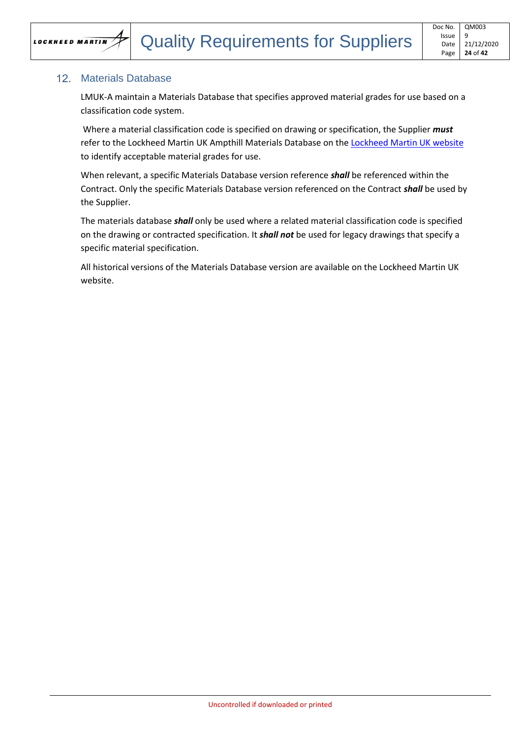## 12. Materials Database

LMUK-A maintain a Materials Database that specifies approved material grades for use based on a classification code system.

Where a material classification code is specified on drawing or specification, the Supplier ***must*** refer to the Lockheed Martin UK Ampthill Materials Database on the Lockheed Martin UK website to identify acceptable material grades for use.

When relevant, a specific Materials Database version reference ***shall*** be referenced within the Contract. Only the specific Materials Database version referenced on the Contract ***shall*** be used by the Supplier.

The materials database ***shall*** only be used where a related material classification code is specified on the drawing or contracted specification. It ***shall not*** be used for legacy drawings that specify a specific material specification.

All historical versions of the Materials Database version are available on the Lockheed Martin UK website.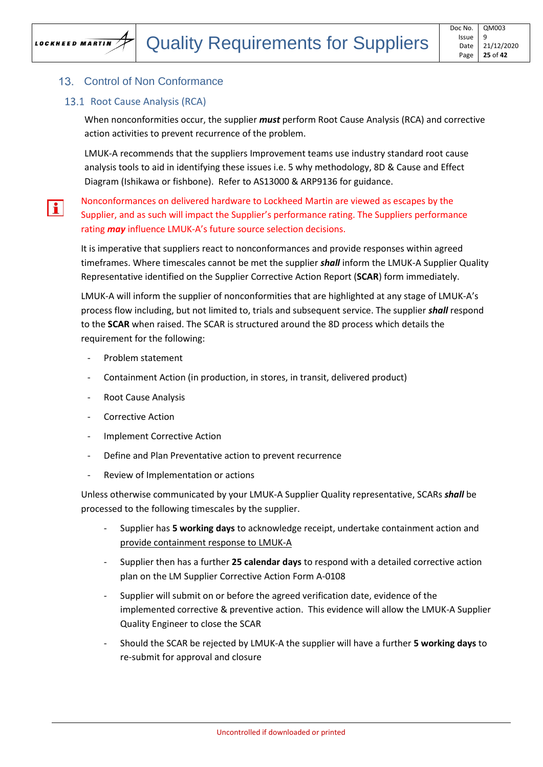## 13. Control of Non Conformance

### 13.1 Root Cause Analysis (RCA)

When nonconformities occur, the supplier ***must*** perform Root Cause Analysis (RCA) and corrective action activities to prevent recurrence of the problem.

LMUK-A recommends that the suppliers Improvement teams use industry standard root cause analysis tools to aid in identifying these issues i.e. 5 why methodology, 8D & Cause and Effect Diagram (Ishikawa or fishbone). Refer to AS13000 & ARP9136 for guidance.

Nonconformances on delivered hardware to Lockheed Martin are viewed as escapes by the Supplier, and as such will impact the Supplier's performance rating. The Suppliers performance rating ***may*** influence LMUK-A's future source selection decisions.

It is imperative that suppliers react to nonconformances and provide responses within agreed timeframes. Where timescales cannot be met the supplier ***shall*** inform the LMUK-A Supplier Quality Representative identified on the Supplier Corrective Action Report (**SCAR**) form immediately.

LMUK-A will inform the supplier of nonconformities that are highlighted at any stage of LMUK-A's process flow including, but not limited to, trials and subsequent service. The supplier ***shall*** respond to the **SCAR** when raised. The SCAR is structured around the 8D process which details the requirement for the following:

- Problem statement
- Containment Action (in production, in stores, in transit, delivered product)
- Root Cause Analysis
- Corrective Action
- Implement Corrective Action
- Define and Plan Preventative action to prevent recurrence
- Review of Implementation or actions

Unless otherwise communicated by your LMUK-A Supplier Quality representative, SCARs ***shall*** be processed to the following timescales by the supplier.

- Supplier has **5 working days** to acknowledge receipt, undertake containment action and <u>provide containment response to LMUK-A</u>
- Supplier then has a further **25 calendar days** to respond with a detailed corrective action plan on the LM Supplier Corrective Action Form A-0108
- Supplier will submit on or before the agreed verification date, evidence of the implemented corrective & preventive action. This evidence will allow the LMUK-A Supplier Quality Engineer to close the SCAR
- Should the SCAR be rejected by LMUK-A the supplier will have a further **5 working days** to re-submit for approval and closure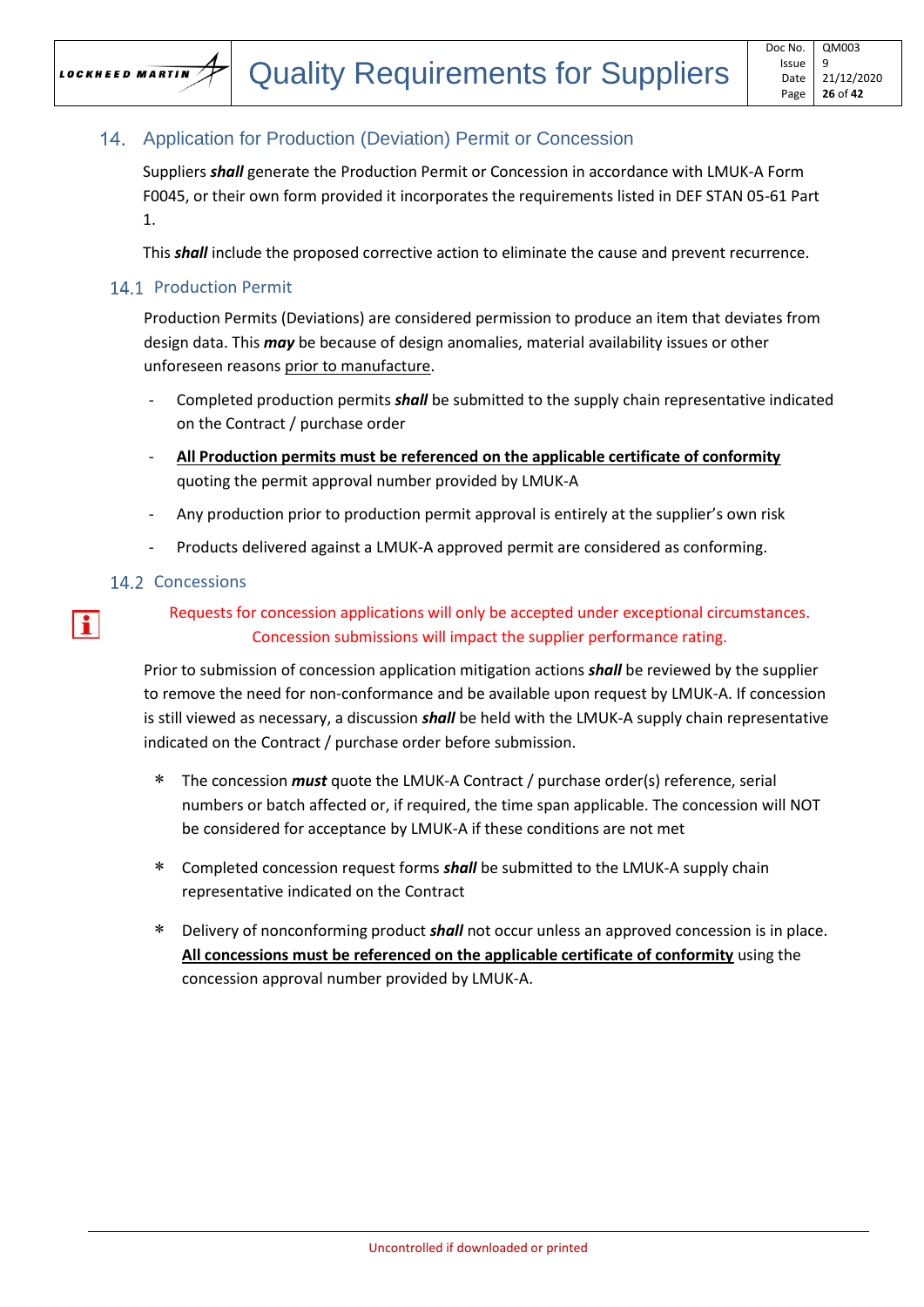## 14. Application for Production (Deviation) Permit or Concession

Suppliers ***shall*** generate the Production Permit or Concession in accordance with LMUK-A Form F0045, or their own form provided it incorporates the requirements listed in DEF STAN 05-61 Part 1.

This ***shall*** include the proposed corrective action to eliminate the cause and prevent recurrence.

### 14.1 Production Permit

Production Permits (Deviations) are considered permission to produce an item that deviates from design data. This ***may*** be because of design anomalies, material availability issues or other unforeseen reasons prior to manufacture.

- Completed production permits ***shall*** be submitted to the supply chain representative indicated on the Contract / purchase order
- **All Production permits must be referenced on the applicable certificate of conformity** quoting the permit approval number provided by LMUK-A
- Any production prior to production permit approval is entirely at the supplier's own risk
- Products delivered against a LMUK-A approved permit are considered as conforming.

### 14.2 Concessions

Requests for concession applications will only be accepted under exceptional circumstances. Concession submissions will impact the supplier performance rating.

Prior to submission of concession application mitigation actions ***shall*** be reviewed by the supplier to remove the need for non-conformance and be available upon request by LMUK-A. If concession is still viewed as necessary, a discussion ***shall*** be held with the LMUK-A supply chain representative indicated on the Contract / purchase order before submission.

- The concession ***must*** quote the LMUK-A Contract / purchase order(s) reference, serial numbers or batch affected or, if required, the time span applicable. The concession will NOT be considered for acceptance by LMUK-A if these conditions are not met
- Completed concession request forms ***shall*** be submitted to the LMUK-A supply chain representative indicated on the Contract
- Delivery of nonconforming product ***shall*** not occur unless an approved concession is in place. **All concessions must be referenced on the applicable certificate of conformity** using the concession approval number provided by LMUK-A.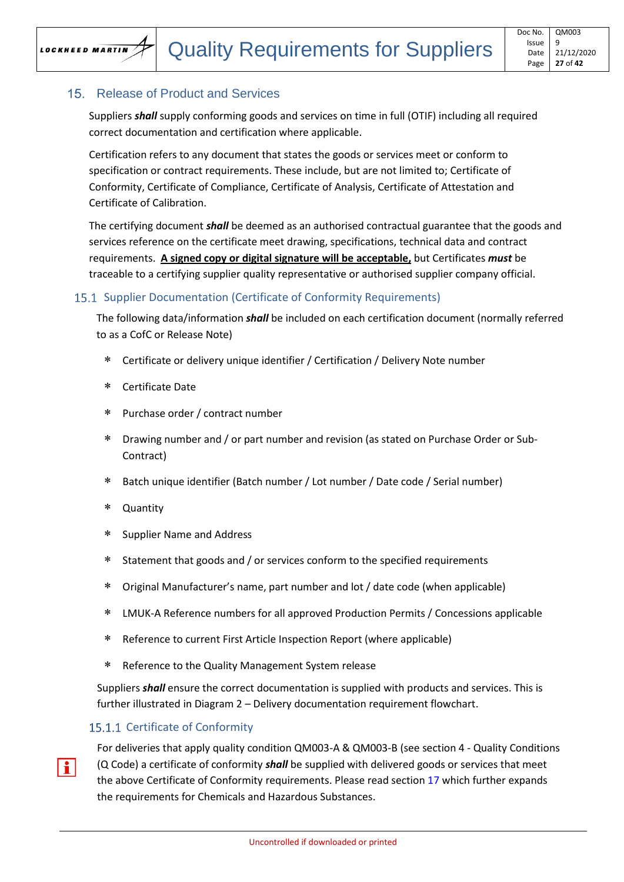## 15. Release of Product and Services

Suppliers ***shall*** supply conforming goods and services on time in full (OTIF) including all required correct documentation and certification where applicable.

Certification refers to any document that states the goods or services meet or conform to specification or contract requirements. These include, but are not limited to; Certificate of Conformity, Certificate of Compliance, Certificate of Analysis, Certificate of Attestation and Certificate of Calibration.

The certifying document ***shall*** be deemed as an authorised contractual guarantee that the goods and services reference on the certificate meet drawing, specifications, technical data and contract requirements. **<u>A signed copy or digital signature will be acceptable,</u>** but Certificates ***must*** be traceable to a certifying supplier quality representative or authorised supplier company official.

### 15.1 Supplier Documentation (Certificate of Conformity Requirements)

The following data/information ***shall*** be included on each certification document (normally referred to as a CofC or Release Note)

- Certificate or delivery unique identifier / Certification / Delivery Note number
- Certificate Date
- Purchase order / contract number
- Drawing number and / or part number and revision (as stated on Purchase Order or Sub-Contract)
- Batch unique identifier (Batch number / Lot number / Date code / Serial number)
- Quantity
- Supplier Name and Address
- Statement that goods and / or services conform to the specified requirements
- Original Manufacturer's name, part number and lot / date code (when applicable)
- LMUK-A Reference numbers for all approved Production Permits / Concessions applicable
- Reference to current First Article Inspection Report (where applicable)
- Reference to the Quality Management System release

Suppliers ***shall*** ensure the correct documentation is supplied with products and services. This is further illustrated in Diagram 2 – Delivery documentation requirement flowchart.

#### 15.1.1 Certificate of Conformity

For deliveries that apply quality condition QM003-A & QM003-B (see section 4 - Quality Conditions (Q Code) a certificate of conformity ***shall*** be supplied with delivered goods or services that meet the above Certificate of Conformity requirements. Please read section 17 which further expands the requirements for Chemicals and Hazardous Substances.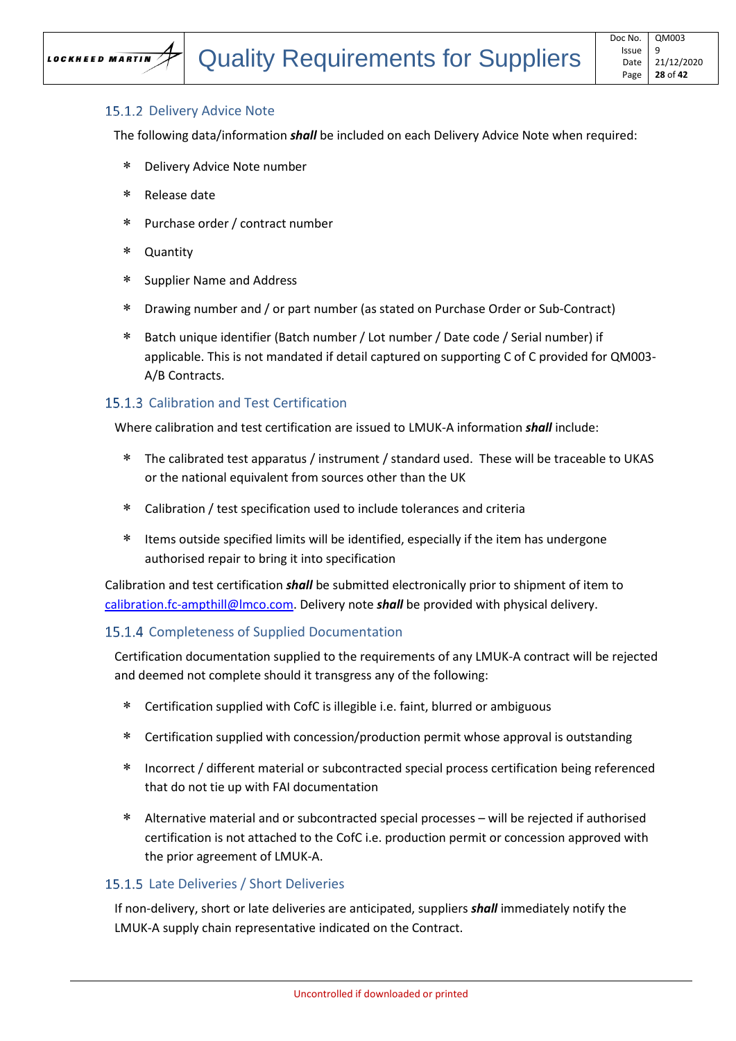### 15.1.2 Delivery Advice Note

The following data/information ***shall*** be included on each Delivery Advice Note when required:

- Delivery Advice Note number
- Release date
- Purchase order / contract number
- Quantity
- Supplier Name and Address
- Drawing number and / or part number (as stated on Purchase Order or Sub-Contract)
- Batch unique identifier (Batch number / Lot number / Date code / Serial number) if applicable. This is not mandated if detail captured on supporting C of C provided for QM003-A/B Contracts.

### 15.1.3 Calibration and Test Certification

Where calibration and test certification are issued to LMUK-A information ***shall*** include:

- The calibrated test apparatus / instrument / standard used. These will be traceable to UKAS or the national equivalent from sources other than the UK
- Calibration / test specification used to include tolerances and criteria
- Items outside specified limits will be identified, especially if the item has undergone authorised repair to bring it into specification

Calibration and test certification ***shall*** be submitted electronically prior to shipment of item to calibration.fc-ampthill@lmco.com. Delivery note ***shall*** be provided with physical delivery.

### 15.1.4 Completeness of Supplied Documentation

Certification documentation supplied to the requirements of any LMUK-A contract will be rejected and deemed not complete should it transgress any of the following:

- Certification supplied with CofC is illegible i.e. faint, blurred or ambiguous
- Certification supplied with concession/production permit whose approval is outstanding
- Incorrect / different material or subcontracted special process certification being referenced that do not tie up with FAI documentation
- Alternative material and or subcontracted special processes – will be rejected if authorised certification is not attached to the CofC i.e. production permit or concession approved with the prior agreement of LMUK-A.

### 15.1.5 Late Deliveries / Short Deliveries

If non-delivery, short or late deliveries are anticipated, suppliers ***shall*** immediately notify the LMUK-A supply chain representative indicated on the Contract.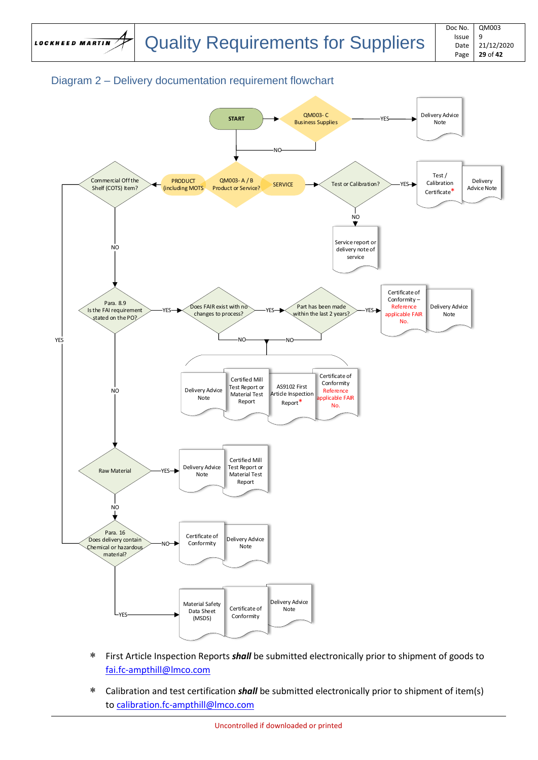## Diagram 2 – Delivery documentation requirement flowchart

START → QM003- C Business Supplies? — YES → Delivery Advice Note

NO → QM003- A / B Product or Service?

- SERVICE → Test or Calibration?
  - YES → Test / Calibration Certificate*, Delivery Advice Note
  - NO → Service report or delivery note of service
- PRODUCT (including MOTS) → Commercial Off the Shelf (COTS) Item?
  - YES → Para. 16 Does delivery contain Chemical or hazardous material?
  - NO → Para. 8.9 Is the FAI requirement stated on the PO?
    - YES → Does FAIR exist with no changes to process?
      - YES → Part has been made within the last 2 years?
        - YES → Certificate of Conformity – Reference applicable FAIR No., Delivery Advice Note
        - NO → Delivery Advice Note, Certified Mill Test Report or Material Test Report, AS9102 First Article Inspection Report*, Certificate of Conformity Reference applicable FAIR No.
      - NO → Delivery Advice Note, Certified Mill Test Report or Material Test Report, AS9102 First Article Inspection Report*, Certificate of Conformity Reference applicable FAIR No.
    - NO → Raw Material
      - YES → Delivery Advice Note, Certified Mill Test Report or Material Test Report
      - NO → Para. 16 Does delivery contain Chemical or hazardous material?
        - NO → Certificate of Conformity, Delivery Advice Note
        - YES → Material Safety Data Sheet (MSDS), Certificate of Conformity, Delivery Advice Note

\* First Article Inspection Reports ***shall*** be submitted electronically prior to shipment of goods to fai.fc-ampthill@lmco.com

\* Calibration and test certification ***shall*** be submitted electronically prior to shipment of item(s) to calibration.fc-ampthill@lmco.com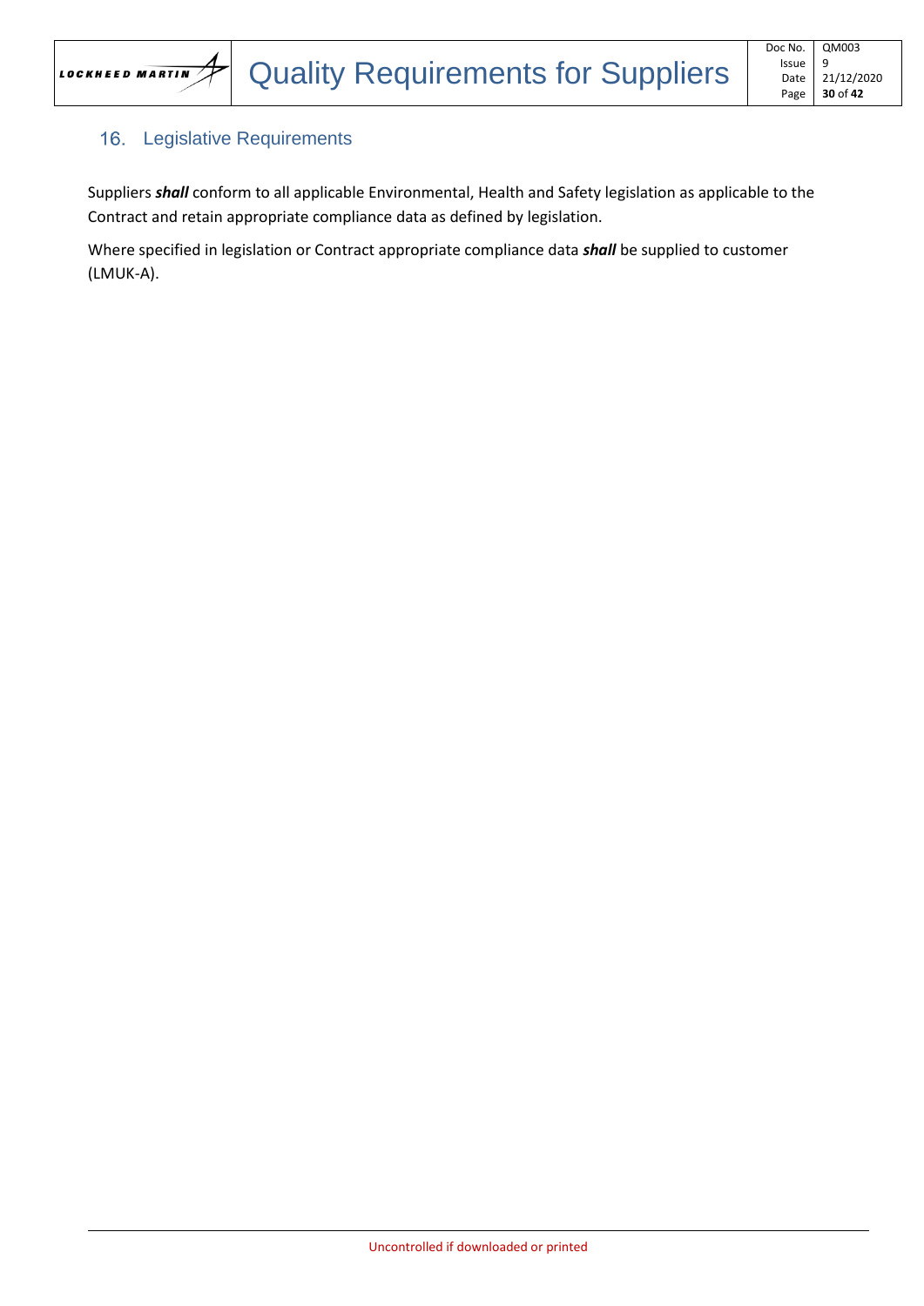## 16. Legislative Requirements

Suppliers ***shall*** conform to all applicable Environmental, Health and Safety legislation as applicable to the Contract and retain appropriate compliance data as defined by legislation.

Where specified in legislation or Contract appropriate compliance data ***shall*** be supplied to customer (LMUK-A).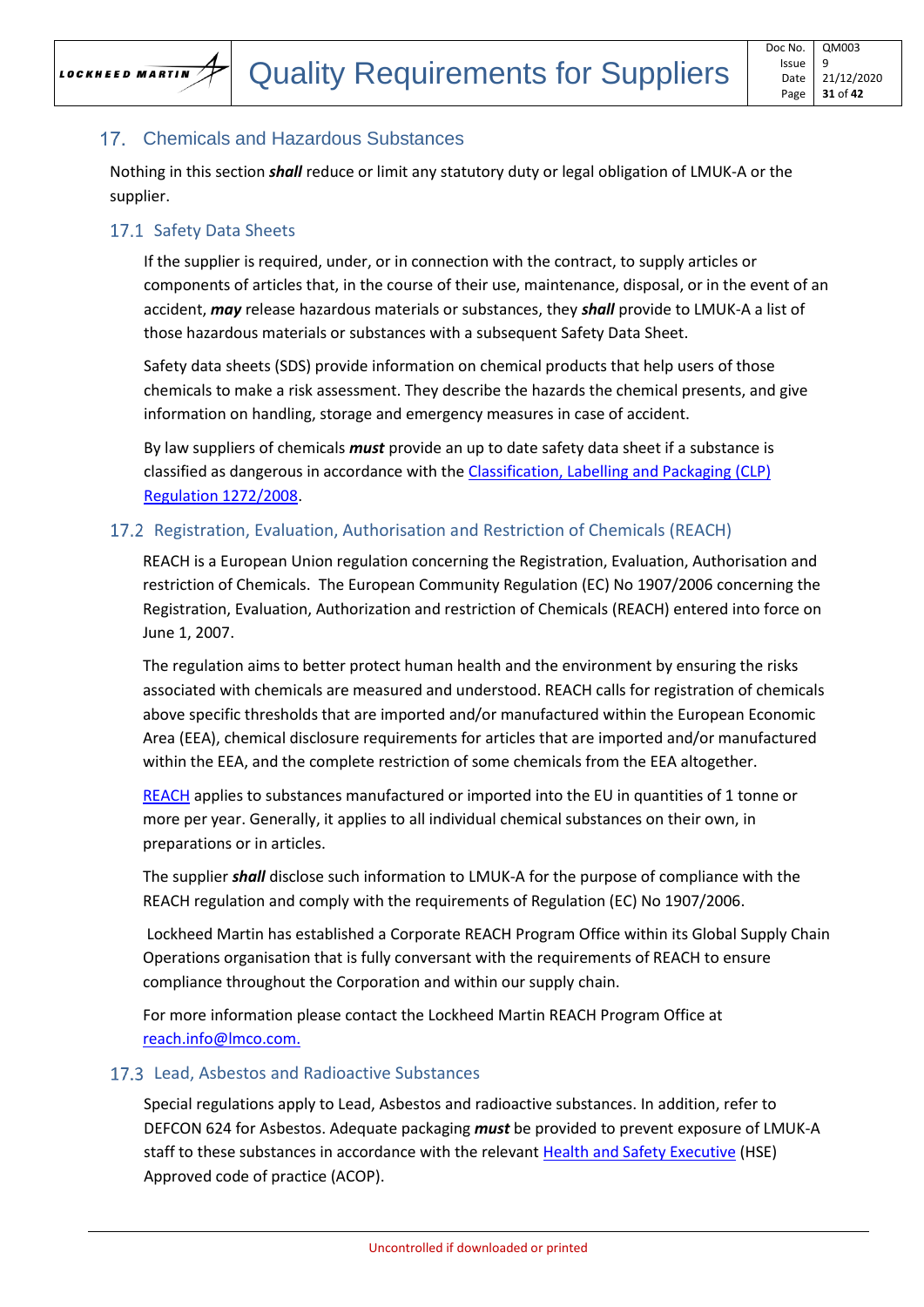## 17. Chemicals and Hazardous Substances

Nothing in this section ***shall*** reduce or limit any statutory duty or legal obligation of LMUK-A or the supplier.

### 17.1 Safety Data Sheets

If the supplier is required, under, or in connection with the contract, to supply articles or components of articles that, in the course of their use, maintenance, disposal, or in the event of an accident, ***may*** release hazardous materials or substances, they ***shall*** provide to LMUK-A a list of those hazardous materials or substances with a subsequent Safety Data Sheet.

Safety data sheets (SDS) provide information on chemical products that help users of those chemicals to make a risk assessment. They describe the hazards the chemical presents, and give information on handling, storage and emergency measures in case of accident.

By law suppliers of chemicals ***must*** provide an up to date safety data sheet if a substance is classified as dangerous in accordance with the Classification, Labelling and Packaging (CLP) Regulation 1272/2008.

### 17.2 Registration, Evaluation, Authorisation and Restriction of Chemicals (REACH)

REACH is a European Union regulation concerning the Registration, Evaluation, Authorisation and restriction of Chemicals. The European Community Regulation (EC) No 1907/2006 concerning the Registration, Evaluation, Authorization and restriction of Chemicals (REACH) entered into force on June 1, 2007.

The regulation aims to better protect human health and the environment by ensuring the risks associated with chemicals are measured and understood. REACH calls for registration of chemicals above specific thresholds that are imported and/or manufactured within the European Economic Area (EEA), chemical disclosure requirements for articles that are imported and/or manufactured within the EEA, and the complete restriction of some chemicals from the EEA altogether.

REACH applies to substances manufactured or imported into the EU in quantities of 1 tonne or more per year. Generally, it applies to all individual chemical substances on their own, in preparations or in articles.

The supplier ***shall*** disclose such information to LMUK-A for the purpose of compliance with the REACH regulation and comply with the requirements of Regulation (EC) No 1907/2006.

Lockheed Martin has established a Corporate REACH Program Office within its Global Supply Chain Operations organisation that is fully conversant with the requirements of REACH to ensure compliance throughout the Corporation and within our supply chain.

For more information please contact the Lockheed Martin REACH Program Office at reach.info@lmco.com.

### 17.3 Lead, Asbestos and Radioactive Substances

Special regulations apply to Lead, Asbestos and radioactive substances. In addition, refer to DEFCON 624 for Asbestos. Adequate packaging ***must*** be provided to prevent exposure of LMUK-A staff to these substances in accordance with the relevant Health and Safety Executive (HSE) Approved code of practice (ACOP).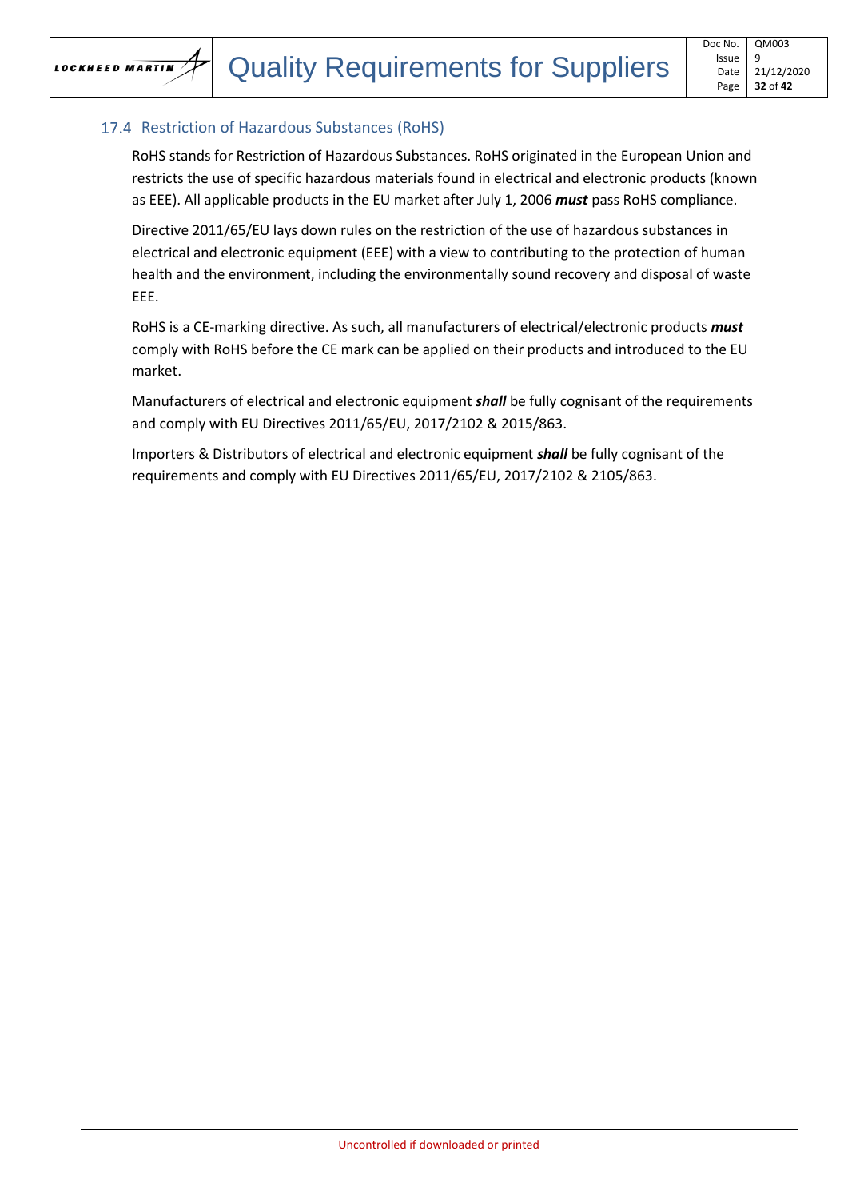## 17.4 Restriction of Hazardous Substances (RoHS)

RoHS stands for Restriction of Hazardous Substances. RoHS originated in the European Union and restricts the use of specific hazardous materials found in electrical and electronic products (known as EEE). All applicable products in the EU market after July 1, 2006 ***must*** pass RoHS compliance.

Directive 2011/65/EU lays down rules on the restriction of the use of hazardous substances in electrical and electronic equipment (EEE) with a view to contributing to the protection of human health and the environment, including the environmentally sound recovery and disposal of waste EEE.

RoHS is a CE-marking directive. As such, all manufacturers of electrical/electronic products ***must*** comply with RoHS before the CE mark can be applied on their products and introduced to the EU market.

Manufacturers of electrical and electronic equipment ***shall*** be fully cognisant of the requirements and comply with EU Directives 2011/65/EU, 2017/2102 & 2015/863.

Importers & Distributors of electrical and electronic equipment ***shall*** be fully cognisant of the requirements and comply with EU Directives 2011/65/EU, 2017/2102 & 2105/863.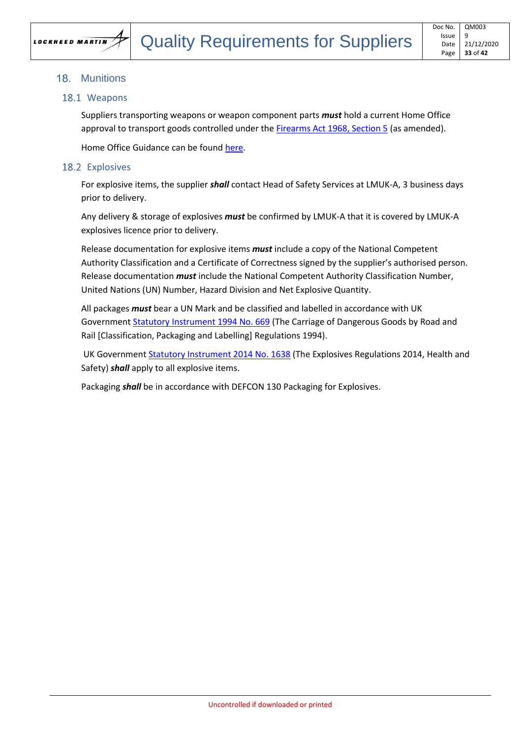## 18. Munitions

### 18.1 Weapons

Suppliers transporting weapons or weapon component parts ***must*** hold a current Home Office approval to transport goods controlled under the Firearms Act 1968, Section 5 (as amended).

Home Office Guidance can be found here.

### 18.2 Explosives

For explosive items, the supplier ***shall*** contact Head of Safety Services at LMUK-A, 3 business days prior to delivery.

Any delivery & storage of explosives ***must*** be confirmed by LMUK-A that it is covered by LMUK-A explosives licence prior to delivery.

Release documentation for explosive items ***must*** include a copy of the National Competent Authority Classification and a Certificate of Correctness signed by the supplier's authorised person. Release documentation ***must*** include the National Competent Authority Classification Number, United Nations (UN) Number, Hazard Division and Net Explosive Quantity.

All packages ***must*** bear a UN Mark and be classified and labelled in accordance with UK Government Statutory Instrument 1994 No. 669 (The Carriage of Dangerous Goods by Road and Rail [Classification, Packaging and Labelling] Regulations 1994).

UK Government Statutory Instrument 2014 No. 1638 (The Explosives Regulations 2014, Health and Safety) ***shall*** apply to all explosive items.

Packaging ***shall*** be in accordance with DEFCON 130 Packaging for Explosives.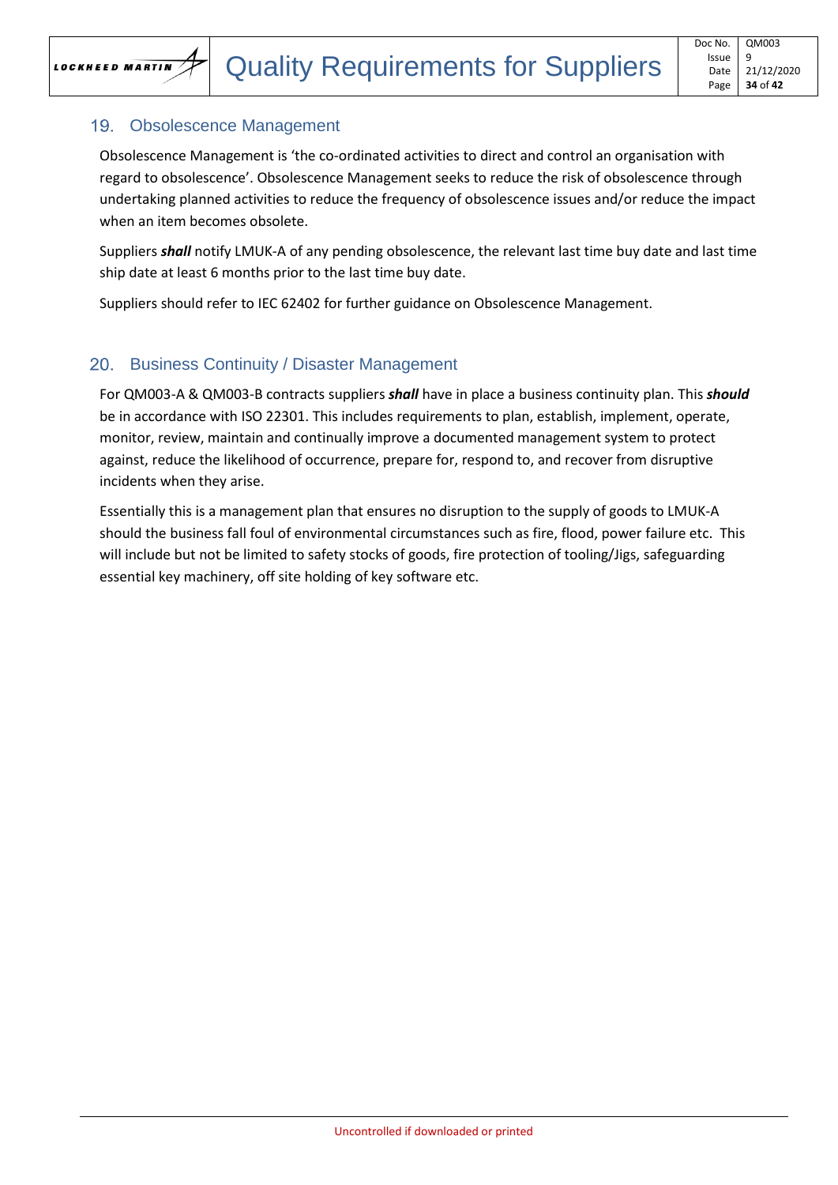## 19. Obsolescence Management

Obsolescence Management is 'the co-ordinated activities to direct and control an organisation with regard to obsolescence'. Obsolescence Management seeks to reduce the risk of obsolescence through undertaking planned activities to reduce the frequency of obsolescence issues and/or reduce the impact when an item becomes obsolete.

Suppliers ***shall*** notify LMUK-A of any pending obsolescence, the relevant last time buy date and last time ship date at least 6 months prior to the last time buy date.

Suppliers should refer to IEC 62402 for further guidance on Obsolescence Management.

## 20. Business Continuity / Disaster Management

For QM003-A & QM003-B contracts suppliers ***shall*** have in place a business continuity plan. This ***should*** be in accordance with ISO 22301. This includes requirements to plan, establish, implement, operate, monitor, review, maintain and continually improve a documented management system to protect against, reduce the likelihood of occurrence, prepare for, respond to, and recover from disruptive incidents when they arise.

Essentially this is a management plan that ensures no disruption to the supply of goods to LMUK-A should the business fall foul of environmental circumstances such as fire, flood, power failure etc. This will include but not be limited to safety stocks of goods, fire protection of tooling/Jigs, safeguarding essential key machinery, off site holding of key software etc.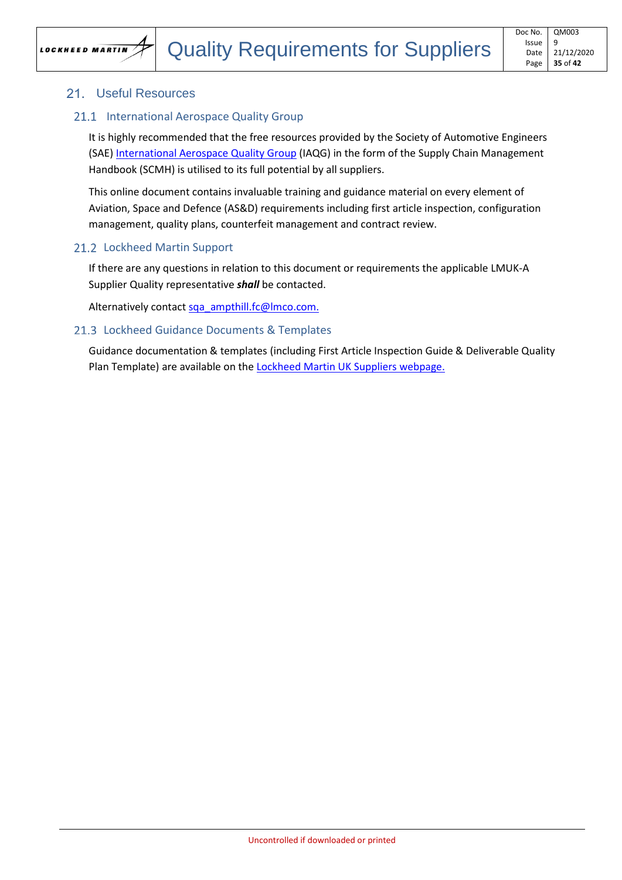# 21. Useful Resources

## 21.1 International Aerospace Quality Group

It is highly recommended that the free resources provided by the Society of Automotive Engineers (SAE) International Aerospace Quality Group (IAQG) in the form of the Supply Chain Management Handbook (SCMH) is utilised to its full potential by all suppliers.

This online document contains invaluable training and guidance material on every element of Aviation, Space and Defence (AS&D) requirements including first article inspection, configuration management, quality plans, counterfeit management and contract review.

## 21.2 Lockheed Martin Support

If there are any questions in relation to this document or requirements the applicable LMUK-A Supplier Quality representative ***shall*** be contacted.

Alternatively contact sqa_ampthill.fc@lmco.com.

## 21.3 Lockheed Guidance Documents & Templates

Guidance documentation & templates (including First Article Inspection Guide & Deliverable Quality Plan Template) are available on the Lockheed Martin UK Suppliers webpage.

Uncontrolled if downloaded or printed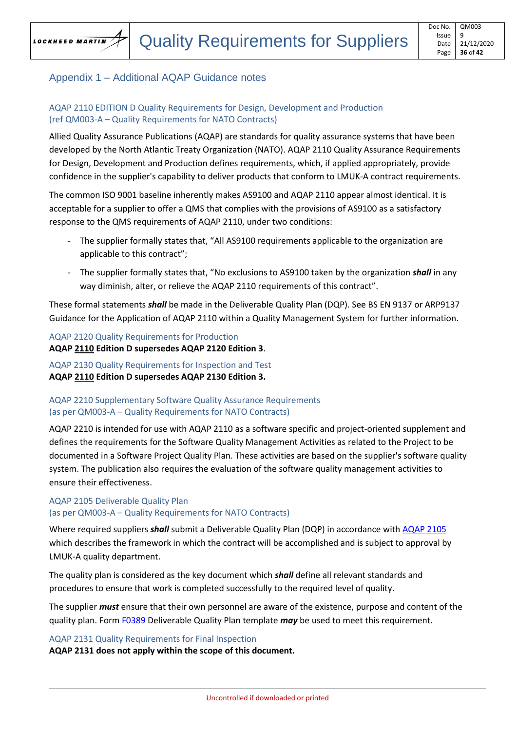## Appendix 1 – Additional AQAP Guidance notes

### AQAP 2110 EDITION D Quality Requirements for Design, Development and Production (ref QM003-A – Quality Requirements for NATO Contracts)

Allied Quality Assurance Publications (AQAP) are standards for quality assurance systems that have been developed by the North Atlantic Treaty Organization (NATO). AQAP 2110 Quality Assurance Requirements for Design, Development and Production defines requirements, which, if applied appropriately, provide confidence in the supplier's capability to deliver products that conform to LMUK-A contract requirements.

The common ISO 9001 baseline inherently makes AS9100 and AQAP 2110 appear almost identical. It is acceptable for a supplier to offer a QMS that complies with the provisions of AS9100 as a satisfactory response to the QMS requirements of AQAP 2110, under two conditions:

- The supplier formally states that, "All AS9100 requirements applicable to the organization are applicable to this contract";
- The supplier formally states that, "No exclusions to AS9100 taken by the organization ***shall*** in any way diminish, alter, or relieve the AQAP 2110 requirements of this contract".

These formal statements ***shall*** be made in the Deliverable Quality Plan (DQP). See BS EN 9137 or ARP9137 Guidance for the Application of AQAP 2110 within a Quality Management System for further information.

### AQAP 2120 Quality Requirements for Production

**AQAP <u>2110</u> Edition D supersedes AQAP 2120 Edition 3**.

### AQAP 2130 Quality Requirements for Inspection and Test

**AQAP <u>2110</u> Edition D supersedes AQAP 2130 Edition 3.**

### AQAP 2210 Supplementary Software Quality Assurance Requirements (as per QM003-A – Quality Requirements for NATO Contracts)

AQAP 2210 is intended for use with AQAP 2110 as a software specific and project-oriented supplement and defines the requirements for the Software Quality Management Activities as related to the Project to be documented in a Software Project Quality Plan. These activities are based on the supplier's software quality system. The publication also requires the evaluation of the software quality management activities to ensure their effectiveness.

### AQAP 2105 Deliverable Quality Plan (as per QM003-A – Quality Requirements for NATO Contracts)

Where required suppliers ***shall*** submit a Deliverable Quality Plan (DQP) in accordance with AQAP 2105 which describes the framework in which the contract will be accomplished and is subject to approval by LMUK-A quality department.

The quality plan is considered as the key document which ***shall*** define all relevant standards and procedures to ensure that work is completed successfully to the required level of quality.

The supplier ***must*** ensure that their own personnel are aware of the existence, purpose and content of the quality plan. Form F0389 Deliverable Quality Plan template ***may*** be used to meet this requirement.

### AQAP 2131 Quality Requirements for Final Inspection

**AQAP 2131 does not apply within the scope of this document.**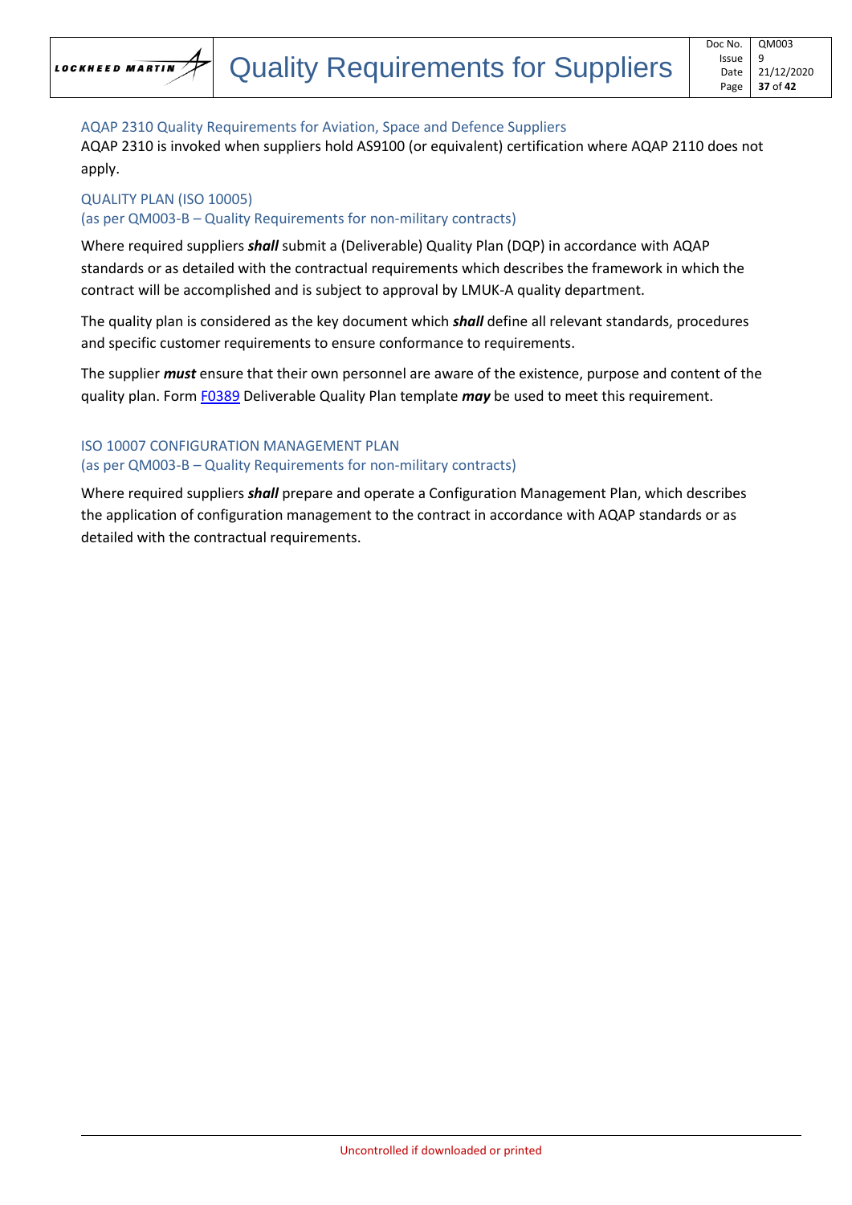### AQAP 2310 Quality Requirements for Aviation, Space and Defence Suppliers

AQAP 2310 is invoked when suppliers hold AS9100 (or equivalent) certification where AQAP 2110 does not apply.

### QUALITY PLAN (ISO 10005)
### (as per QM003-B – Quality Requirements for non-military contracts)

Where required suppliers ***shall*** submit a (Deliverable) Quality Plan (DQP) in accordance with AQAP standards or as detailed with the contractual requirements which describes the framework in which the contract will be accomplished and is subject to approval by LMUK-A quality department.

The quality plan is considered as the key document which ***shall*** define all relevant standards, procedures and specific customer requirements to ensure conformance to requirements.

The supplier ***must*** ensure that their own personnel are aware of the existence, purpose and content of the quality plan. Form F0389 Deliverable Quality Plan template ***may*** be used to meet this requirement.

### ISO 10007 CONFIGURATION MANAGEMENT PLAN
### (as per QM003-B – Quality Requirements for non-military contracts)

Where required suppliers ***shall*** prepare and operate a Configuration Management Plan, which describes the application of configuration management to the contract in accordance with AQAP standards or as detailed with the contractual requirements.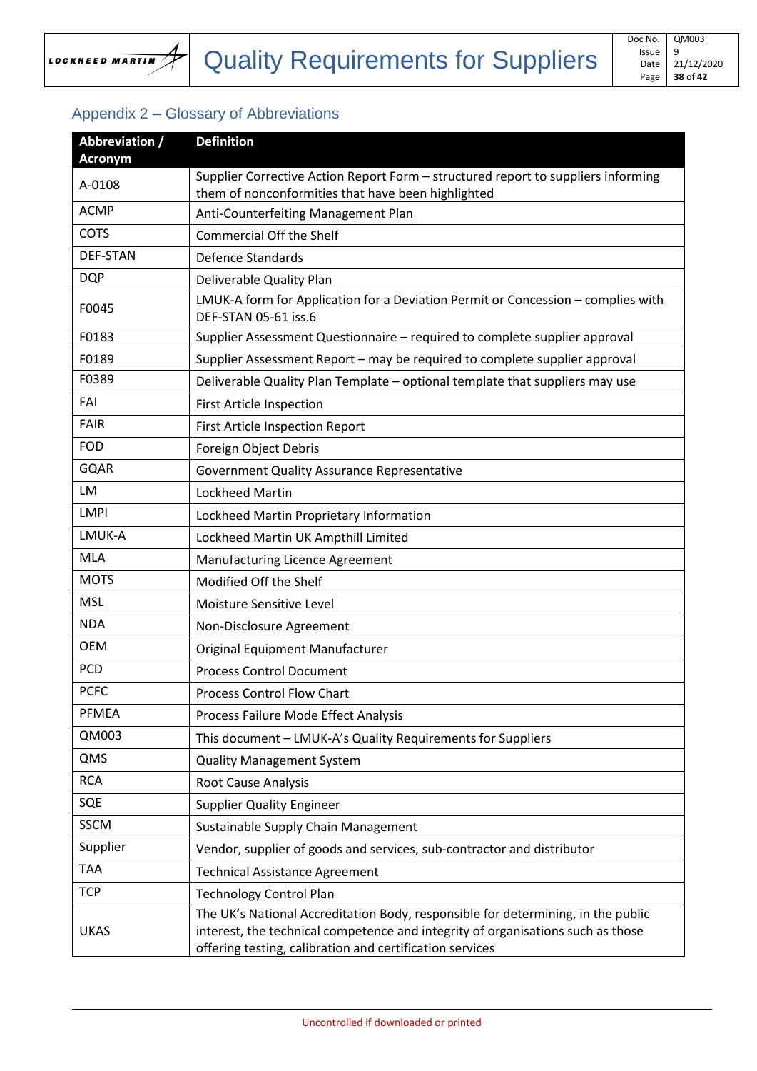## Appendix 2 – Glossary of Abbreviations

| Abbreviation / Acronym | Definition |
|---|---|
| A-0108 | Supplier Corrective Action Report Form – structured report to suppliers informing them of nonconformities that have been highlighted |
| ACMP | Anti-Counterfeiting Management Plan |
| COTS | Commercial Off the Shelf |
| DEF-STAN | Defence Standards |
| DQP | Deliverable Quality Plan |
| F0045 | LMUK-A form for Application for a Deviation Permit or Concession – complies with DEF-STAN 05-61 iss.6 |
| F0183 | Supplier Assessment Questionnaire – required to complete supplier approval |
| F0189 | Supplier Assessment Report – may be required to complete supplier approval |
| F0389 | Deliverable Quality Plan Template – optional template that suppliers may use |
| FAI | First Article Inspection |
| FAIR | First Article Inspection Report |
| FOD | Foreign Object Debris |
| GQAR | Government Quality Assurance Representative |
| LM | Lockheed Martin |
| LMPI | Lockheed Martin Proprietary Information |
| LMUK-A | Lockheed Martin UK Ampthill Limited |
| MLA | Manufacturing Licence Agreement |
| MOTS | Modified Off the Shelf |
| MSL | Moisture Sensitive Level |
| NDA | Non-Disclosure Agreement |
| OEM | Original Equipment Manufacturer |
| PCD | Process Control Document |
| PCFC | Process Control Flow Chart |
| PFMEA | Process Failure Mode Effect Analysis |
| QM003 | This document – LMUK-A's Quality Requirements for Suppliers |
| QMS | Quality Management System |
| RCA | Root Cause Analysis |
| SQE | Supplier Quality Engineer |
| SSCM | Sustainable Supply Chain Management |
| Supplier | Vendor, supplier of goods and services, sub-contractor and distributor |
| TAA | Technical Assistance Agreement |
| TCP | Technology Control Plan |
| UKAS | The UK's National Accreditation Body, responsible for determining, in the public interest, the technical competence and integrity of organisations such as those offering testing, calibration and certification services |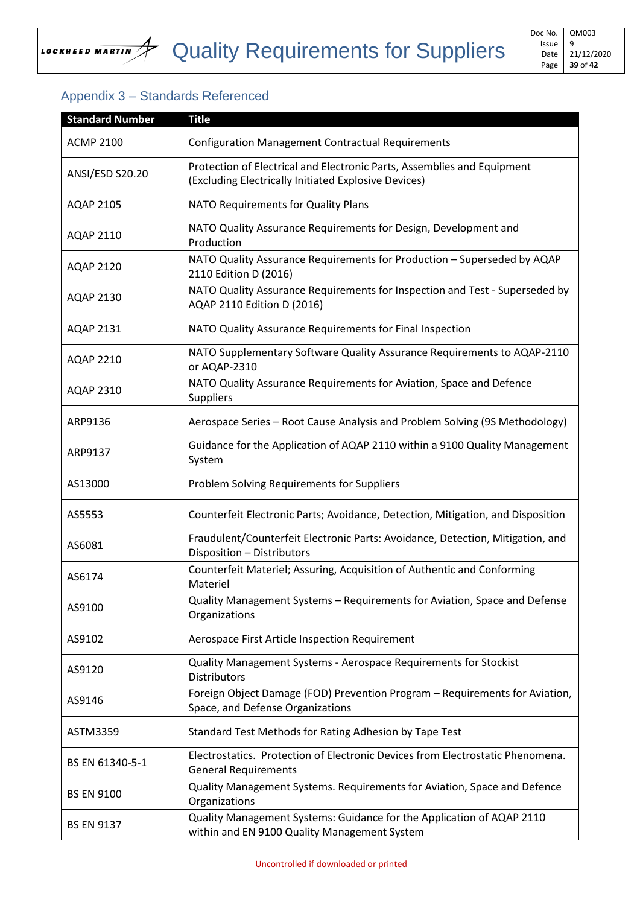## Appendix 3 – Standards Referenced

| Standard Number | Title |
|---|---|
| ACMP 2100 | Configuration Management Contractual Requirements |
| ANSI/ESD S20.20 | Protection of Electrical and Electronic Parts, Assemblies and Equipment (Excluding Electrically Initiated Explosive Devices) |
| AQAP 2105 | NATO Requirements for Quality Plans |
| AQAP 2110 | NATO Quality Assurance Requirements for Design, Development and Production |
| AQAP 2120 | NATO Quality Assurance Requirements for Production – Superseded by AQAP 2110 Edition D (2016) |
| AQAP 2130 | NATO Quality Assurance Requirements for Inspection and Test - Superseded by AQAP 2110 Edition D (2016) |
| AQAP 2131 | NATO Quality Assurance Requirements for Final Inspection |
| AQAP 2210 | NATO Supplementary Software Quality Assurance Requirements to AQAP-2110 or AQAP-2310 |
| AQAP 2310 | NATO Quality Assurance Requirements for Aviation, Space and Defence Suppliers |
| ARP9136 | Aerospace Series – Root Cause Analysis and Problem Solving (9S Methodology) |
| ARP9137 | Guidance for the Application of AQAP 2110 within a 9100 Quality Management System |
| AS13000 | Problem Solving Requirements for Suppliers |
| AS5553 | Counterfeit Electronic Parts; Avoidance, Detection, Mitigation, and Disposition |
| AS6081 | Fraudulent/Counterfeit Electronic Parts: Avoidance, Detection, Mitigation, and Disposition – Distributors |
| AS6174 | Counterfeit Materiel; Assuring, Acquisition of Authentic and Conforming Materiel |
| AS9100 | Quality Management Systems – Requirements for Aviation, Space and Defense Organizations |
| AS9102 | Aerospace First Article Inspection Requirement |
| AS9120 | Quality Management Systems - Aerospace Requirements for Stockist Distributors |
| AS9146 | Foreign Object Damage (FOD) Prevention Program – Requirements for Aviation, Space, and Defense Organizations |
| ASTM3359 | Standard Test Methods for Rating Adhesion by Tape Test |
| BS EN 61340-5-1 | Electrostatics. Protection of Electronic Devices from Electrostatic Phenomena. General Requirements |
| BS EN 9100 | Quality Management Systems. Requirements for Aviation, Space and Defence Organizations |
| BS EN 9137 | Quality Management Systems: Guidance for the Application of AQAP 2110 within and EN 9100 Quality Management System |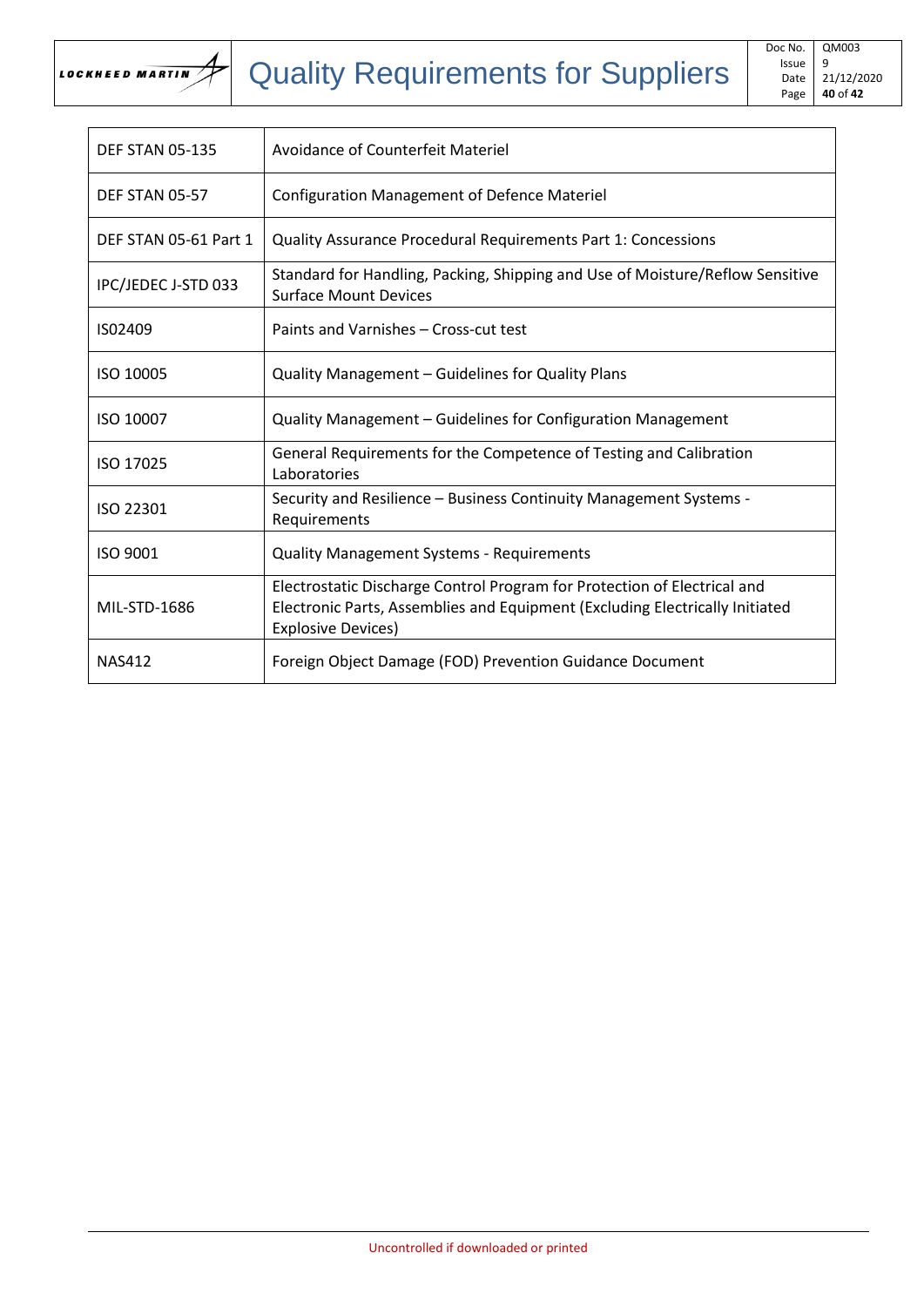| DEF STAN 05-135 | Avoidance of Counterfeit Materiel |
|---|---|
| DEF STAN 05-57 | Configuration Management of Defence Materiel |
| DEF STAN 05-61 Part 1 | Quality Assurance Procedural Requirements Part 1: Concessions |
| IPC/JEDEC J-STD 033 | Standard for Handling, Packing, Shipping and Use of Moisture/Reflow Sensitive Surface Mount Devices |
| IS02409 | Paints and Varnishes – Cross-cut test |
| ISO 10005 | Quality Management – Guidelines for Quality Plans |
| ISO 10007 | Quality Management – Guidelines for Configuration Management |
| ISO 17025 | General Requirements for the Competence of Testing and Calibration Laboratories |
| ISO 22301 | Security and Resilience – Business Continuity Management Systems - Requirements |
| ISO 9001 | Quality Management Systems - Requirements |
| MIL-STD-1686 | Electrostatic Discharge Control Program for Protection of Electrical and Electronic Parts, Assemblies and Equipment (Excluding Electrically Initiated Explosive Devices) |
| NAS412 | Foreign Object Damage (FOD) Prevention Guidance Document |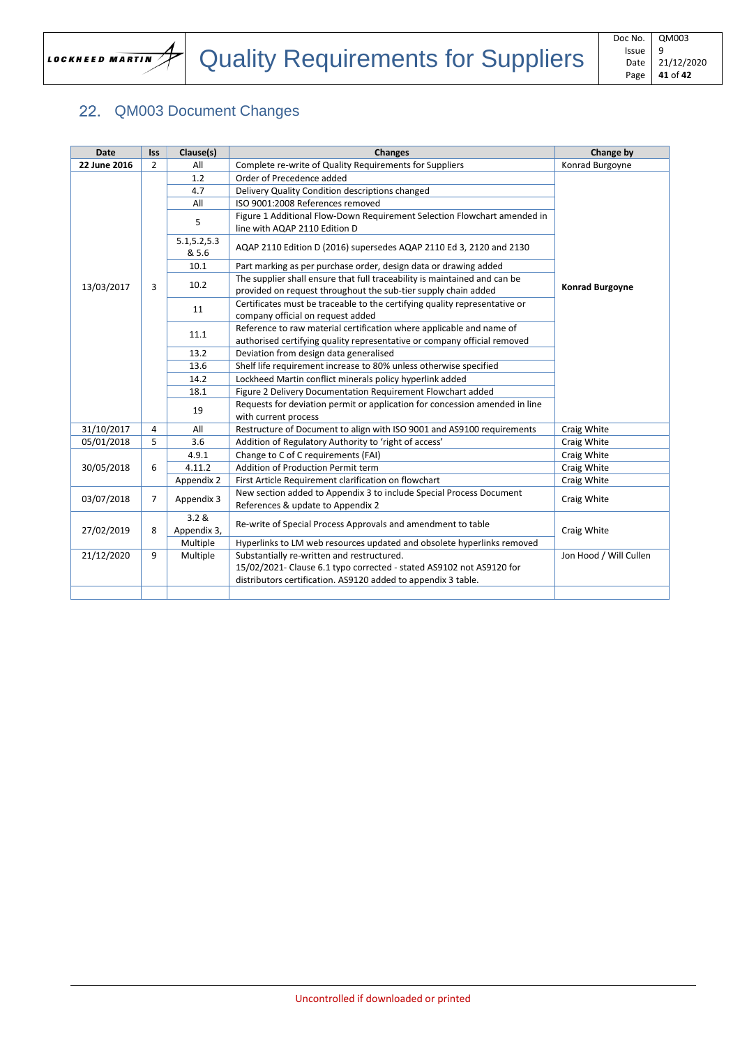## 22. QM003 Document Changes

| Date | Iss | Clause(s) | Changes | Change by |
|---|---|---|---|---|
| **22 June 2016** | 2 | All | Complete re-write of Quality Requirements for Suppliers | Konrad Burgoyne |
| 13/03/2017 | 3 | 1.2 | Order of Precedence added | **Konrad Burgoyne** |
| | | 4.7 | Delivery Quality Condition descriptions changed | |
| | | All | ISO 9001:2008 References removed | |
| | | 5 | Figure 1 Additional Flow-Down Requirement Selection Flowchart amended in line with AQAP 2110 Edition D | |
| | | 5.1,5.2,5.3 & 5.6 | AQAP 2110 Edition D (2016) supersedes AQAP 2110 Ed 3, 2120 and 2130 | |
| | | 10.1 | Part marking as per purchase order, design data or drawing added | |
| | | 10.2 | The supplier shall ensure that full traceability is maintained and can be provided on request throughout the sub-tier supply chain added | |
| | | 11 | Certificates must be traceable to the certifying quality representative or company official on request added | |
| | | 11.1 | Reference to raw material certification where applicable and name of authorised certifying quality representative or company official removed | |
| | | 13.2 | Deviation from design data generalised | |
| | | 13.6 | Shelf life requirement increase to 80% unless otherwise specified | |
| | | 14.2 | Lockheed Martin conflict minerals policy hyperlink added | |
| | | 18.1 | Figure 2 Delivery Documentation Requirement Flowchart added | |
| | | 19 | Requests for deviation permit or application for concession amended in line with current process | |
| 31/10/2017 | 4 | All | Restructure of Document to align with ISO 9001 and AS9100 requirements | Craig White |
| 05/01/2018 | 5 | 3.6 | Addition of Regulatory Authority to 'right of access' | Craig White |
| 30/05/2018 | 6 | 4.9.1 | Change to C of C requirements (FAI) | Craig White |
| | | 4.11.2 | Addition of Production Permit term | Craig White |
| | | Appendix 2 | First Article Requirement clarification on flowchart | Craig White |
| 03/07/2018 | 7 | Appendix 3 | New section added to Appendix 3 to include Special Process Document References & update to Appendix 2 | Craig White |
| 27/02/2019 | 8 | 3.2 & Appendix 3, | Re-write of Special Process Approvals and amendment to table | Craig White |
| | | Multiple | Hyperlinks to LM web resources updated and obsolete hyperlinks removed | |
| 21/12/2020 | 9 | Multiple | Substantially re-written and restructured.<br>15/02/2021- Clause 6.1 typo corrected - stated AS9102 not AS9120 for distributors certification. AS9120 added to appendix 3 table. | Jon Hood / Will Cullen |
| | | | | |

Uncontrolled if downloaded or printed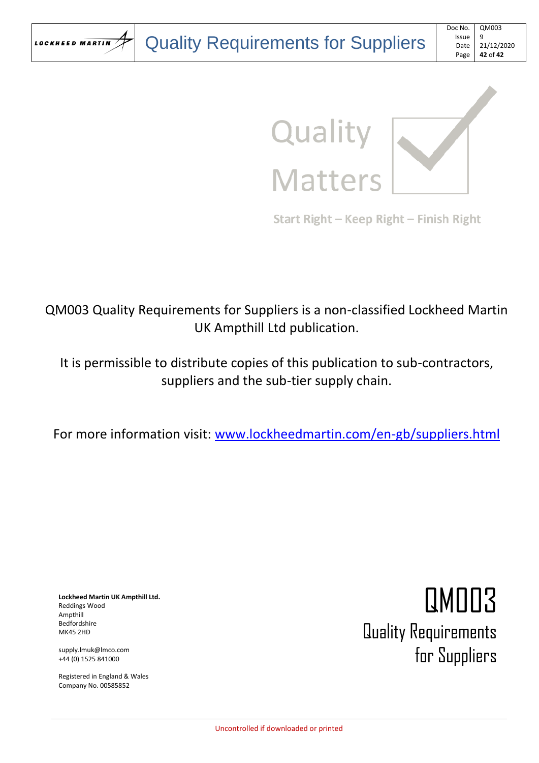Quality Matters

Start Right – Keep Right – Finish Right

QM003 Quality Requirements for Suppliers is a non-classified Lockheed Martin UK Ampthill Ltd publication.

It is permissible to distribute copies of this publication to sub-contractors, suppliers and the sub-tier supply chain.

For more information visit: [www.lockheedmartin.com/en-gb/suppliers.html](http://www.lockheedmartin.com/en-gb/suppliers.html)

**Lockheed Martin UK Ampthill Ltd.**
Reddings Wood
Ampthill
Bedfordshire
MK45 2HD

supply.lmuk@lmco.com
+44 (0) 1525 841000

Registered in England & Wales
Company No. 00585852

# QM003
## Quality Requirements for Suppliers

Uncontrolled if downloaded or printed